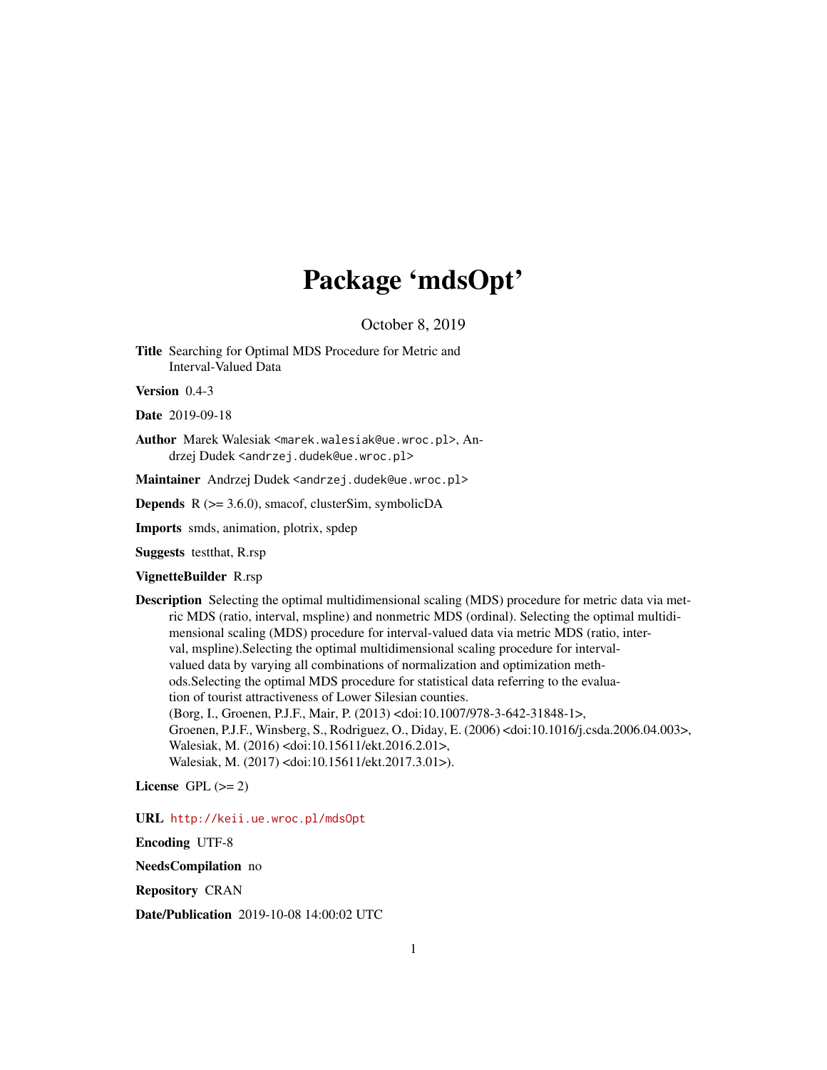# Package 'mdsOpt'

October 8, 2019

**Title** Searching for Optimal MDS Procedure for Metric and Interval-Valued Data

**Version** 0.4-3

**Date** 2019-09-18

**Author** Marek Walesiak <marek.walesiak@ue.wroc.pl>, Andrzej Dudek <andrzej.dudek@ue.wroc.pl>

**Maintainer** Andrzej Dudek <andrzej.dudek@ue.wroc.pl>

**Depends** R (>= 3.6.0), smacof, clusterSim, symbolicDA

**Imports** smds, animation, plotrix, spdep

**Suggests** testthat, R.rsp

**VignetteBuilder** R.rsp

**Description** Selecting the optimal multidimensional scaling (MDS) procedure for metric data via metric MDS (ratio, interval, mspline) and nonmetric MDS (ordinal). Selecting the optimal multidimensional scaling (MDS) procedure for interval-valued data via metric MDS (ratio, interval, mspline).Selecting the optimal multidimensional scaling procedure for interval-valued data by varying all combinations of normalization and optimization methods.Selecting the optimal MDS procedure for statistical data referring to the evaluation of tourist attractiveness of Lower Silesian counties.
(Borg, I., Groenen, P.J.F., Mair, P. (2013) <doi:10.1007/978-3-642-31848-1>,
Groenen, P.J.F., Winsberg, S., Rodriguez, O., Diday, E. (2006) <doi:10.1016/j.csda.2006.04.003>,
Walesiak, M. (2016) <doi:10.15611/ekt.2016.2.01>,
Walesiak, M. (2017) <doi:10.15611/ekt.2017.3.01>).

**License** GPL (>= 2)

**URL** http://keii.ue.wroc.pl/mdsOpt

**Encoding** UTF-8

**NeedsCompilation** no

**Repository** CRAN

**Date/Publication** 2019-10-08 14:00:02 UTC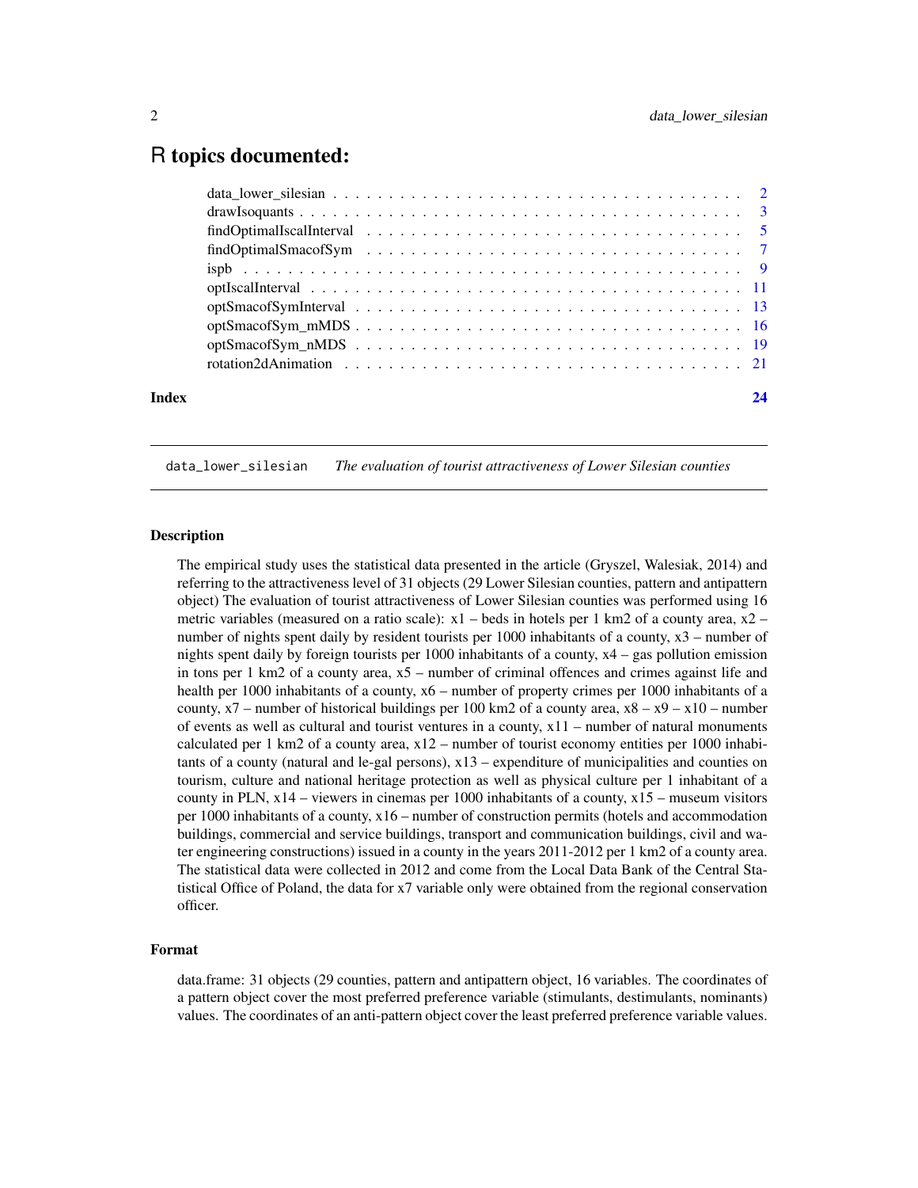# R topics documented:

- data_lower_silesian . . . . . . . . . . . . . . . . . . . . . . . . . . . . . . . . . . . 2
- drawIsoquants . . . . . . . . . . . . . . . . . . . . . . . . . . . . . . . . . . . . . . 3
- findOptimalIscalInterval . . . . . . . . . . . . . . . . . . . . . . . . . . . . . . . . 5
- findOptimalSmacofSym . . . . . . . . . . . . . . . . . . . . . . . . . . . . . . . . . 7
- ispb . . . . . . . . . . . . . . . . . . . . . . . . . . . . . . . . . . . . . . . . . . . 9
- optIscalInterval . . . . . . . . . . . . . . . . . . . . . . . . . . . . . . . . . . . . 11
- optSmacofSymInterval . . . . . . . . . . . . . . . . . . . . . . . . . . . . . . . . . 13
- optSmacofSym_mMDS . . . . . . . . . . . . . . . . . . . . . . . . . . . . . . . . . . 16
- optSmacofSym_nMDS . . . . . . . . . . . . . . . . . . . . . . . . . . . . . . . . . . 19
- rotation2dAnimation . . . . . . . . . . . . . . . . . . . . . . . . . . . . . . . . . . 21

**Index** **24**

---

`data_lower_silesian` *The evaluation of tourist attractiveness of Lower Silesian counties*

---

### Description

The empirical study uses the statistical data presented in the article (Gryszel, Walesiak, 2014) and referring to the attractiveness level of 31 objects (29 Lower Silesian counties, pattern and antipattern object) The evaluation of tourist attractiveness of Lower Silesian counties was performed using 16 metric variables (measured on a ratio scale): x1 – beds in hotels per 1 km2 of a county area, x2 – number of nights spent daily by resident tourists per 1000 inhabitants of a county, x3 – number of nights spent daily by foreign tourists per 1000 inhabitants of a county, x4 – gas pollution emission in tons per 1 km2 of a county area, x5 – number of criminal offences and crimes against life and health per 1000 inhabitants of a county, x6 – number of property crimes per 1000 inhabitants of a county, x7 – number of historical buildings per 100 km2 of a county area, x8 – x9 – x10 – number of events as well as cultural and tourist ventures in a county, x11 – number of natural monuments calculated per 1 km2 of a county area, x12 – number of tourist economy entities per 1000 inhabitants of a county (natural and le-gal persons), x13 – expenditure of municipalities and counties on tourism, culture and national heritage protection as well as physical culture per 1 inhabitant of a county in PLN, x14 – viewers in cinemas per 1000 inhabitants of a county, x15 – museum visitors per 1000 inhabitants of a county, x16 – number of construction permits (hotels and accommodation buildings, commercial and service buildings, transport and communication buildings, civil and water engineering constructions) issued in a county in the years 2011-2012 per 1 km2 of a county area. The statistical data were collected in 2012 and come from the Local Data Bank of the Central Statistical Office of Poland, the data for x7 variable only were obtained from the regional conservation officer.

### Format

data.frame: 31 objects (29 counties, pattern and antipattern object, 16 variables. The coordinates of a pattern object cover the most preferred preference variable (stimulants, destimulants, nominants) values. The coordinates of an anti-pattern object cover the least preferred preference variable values.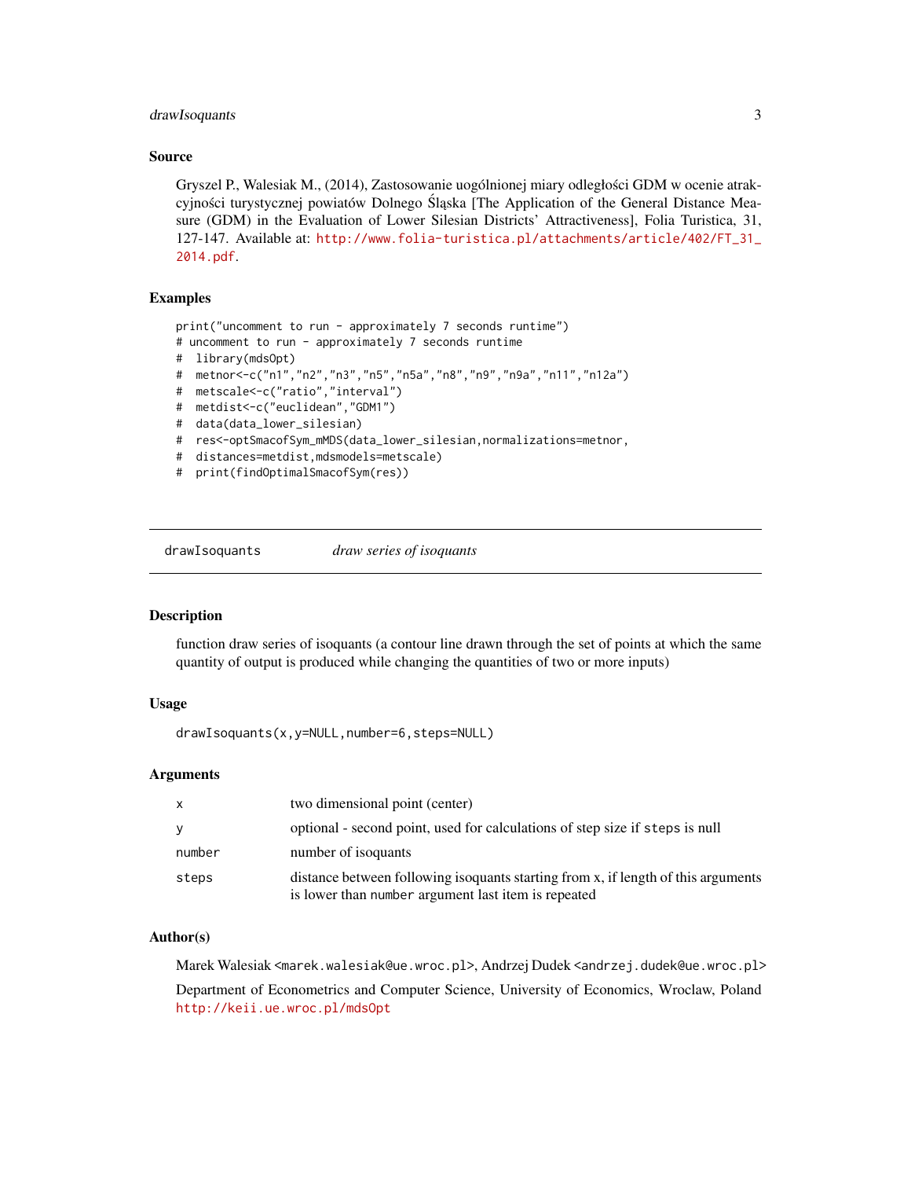### Source

Gryszel P., Walesiak M., (2014), Zastosowanie uogólnionej miary odległości GDM w ocenie atrakcyjności turystycznej powiatów Dolnego Śląska [The Application of the General Distance Measure (GDM) in the Evaluation of Lower Silesian Districts' Attractiveness], Folia Turistica, 31, 127-147. Available at: http://www.folia-turistica.pl/attachments/article/402/FT_31_2014.pdf.

### Examples

```
print("uncomment to run - approximately 7 seconds runtime")
# uncomment to run - approximately 7 seconds runtime
#  library(mdsOpt)
#  metnor<-c("n1","n2","n3","n5","n5a","n8","n9","n9a","n11","n12a")
#  metscale<-c("ratio","interval")
#  metdist<-c("euclidean","GDM1")
#  data(data_lower_silesian)
#  res<-optSmacofSym_mMDS(data_lower_silesian,normalizations=metnor,
#  distances=metdist,mdsmodels=metscale)
#  print(findOptimalSmacofSym(res))
```

---

## drawIsoquants *draw series of isoquants*

---

### Description

function draw series of isoquants (a contour line drawn through the set of points at which the same quantity of output is produced while changing the quantities of two or more inputs)

### Usage

```
drawIsoquants(x,y=NULL,number=6,steps=NULL)
```

### Arguments

| | |
|---|---|
| x | two dimensional point (center) |
| y | optional - second point, used for calculations of step size if steps is null |
| number | number of isoquants |
| steps | distance between following isoquants starting from x, if length of this arguments is lower than number argument last item is repeated |

### Author(s)

Marek Walesiak <marek.walesiak@ue.wroc.pl>, Andrzej Dudek <andrzej.dudek@ue.wroc.pl>

Department of Econometrics and Computer Science, University of Economics, Wroclaw, Poland http://keii.ue.wroc.pl/mdsOpt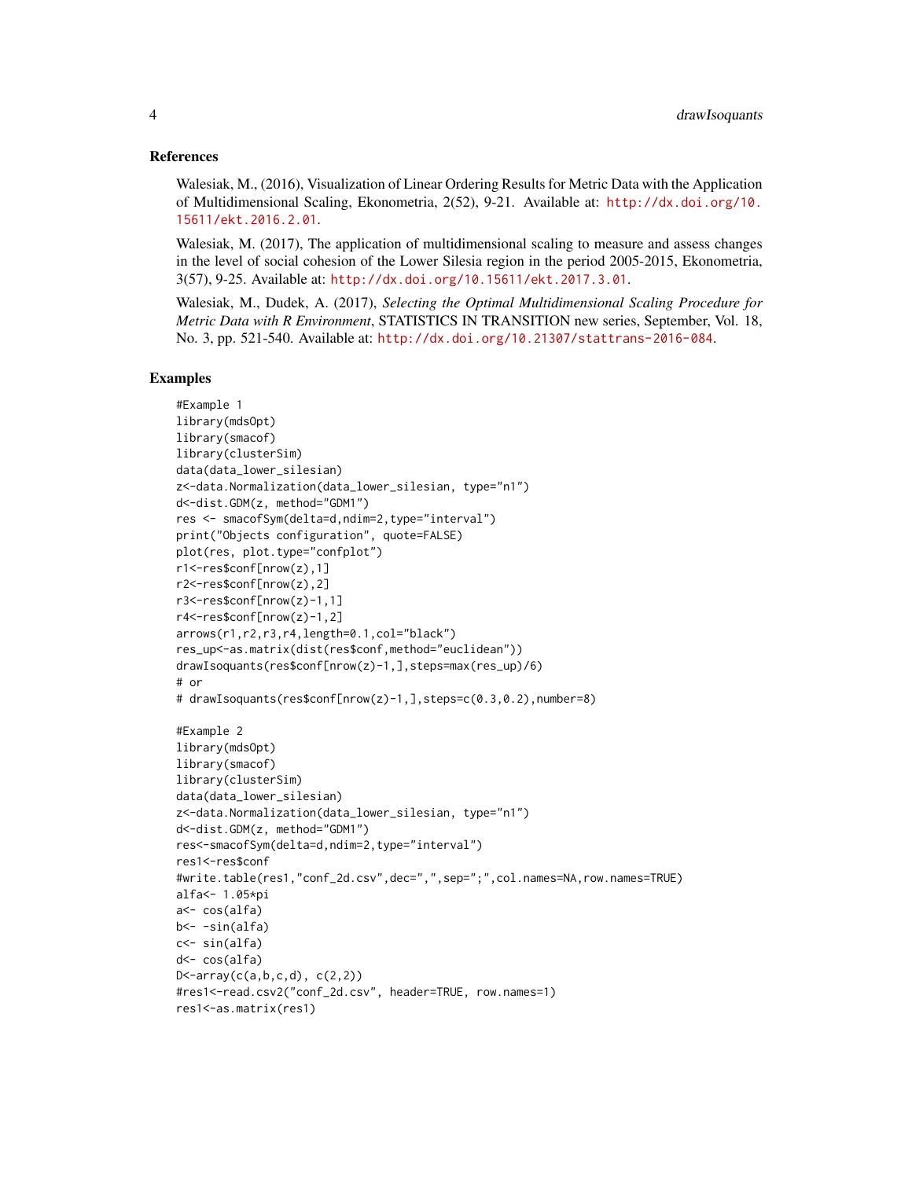## References

Walesiak, M., (2016), Visualization of Linear Ordering Results for Metric Data with the Application of Multidimensional Scaling, Ekonometria, 2(52), 9-21. Available at: http://dx.doi.org/10.15611/ekt.2016.2.01.

Walesiak, M. (2017), The application of multidimensional scaling to measure and assess changes in the level of social cohesion of the Lower Silesia region in the period 2005-2015, Ekonometria, 3(57), 9-25. Available at: http://dx.doi.org/10.15611/ekt.2017.3.01.

Walesiak, M., Dudek, A. (2017), *Selecting the Optimal Multidimensional Scaling Procedure for Metric Data with R Environment*, STATISTICS IN TRANSITION new series, September, Vol. 18, No. 3, pp. 521-540. Available at: http://dx.doi.org/10.21307/stattrans-2016-084.

## Examples

```
#Example 1
library(mdsOpt)
library(smacof)
library(clusterSim)
data(data_lower_silesian)
z<-data.Normalization(data_lower_silesian, type="n1")
d<-dist.GDM(z, method="GDM1")
res <- smacofSym(delta=d,ndim=2,type="interval")
print("Objects configuration", quote=FALSE)
plot(res, plot.type="confplot")
r1<-res$conf[nrow(z),1]
r2<-res$conf[nrow(z),2]
r3<-res$conf[nrow(z)-1,1]
r4<-res$conf[nrow(z)-1,2]
arrows(r1,r2,r3,r4,length=0.1,col="black")
res_up<-as.matrix(dist(res$conf,method="euclidean"))
drawIsoquants(res$conf[nrow(z)-1,],steps=max(res_up)/6)
# or
# drawIsoquants(res$conf[nrow(z)-1,],steps=c(0.3,0.2),number=8)

#Example 2
library(mdsOpt)
library(smacof)
library(clusterSim)
data(data_lower_silesian)
z<-data.Normalization(data_lower_silesian, type="n1")
d<-dist.GDM(z, method="GDM1")
res<-smacofSym(delta=d,ndim=2,type="interval")
res1<-res$conf
#write.table(res1,"conf_2d.csv",dec=",",sep=";",col.names=NA,row.names=TRUE)
alfa<- 1.05*pi
a<- cos(alfa)
b<- -sin(alfa)
c<- sin(alfa)
d<- cos(alfa)
D<-array(c(a,b,c,d), c(2,2))
#res1<-read.csv2("conf_2d.csv", header=TRUE, row.names=1)
res1<-as.matrix(res1)
```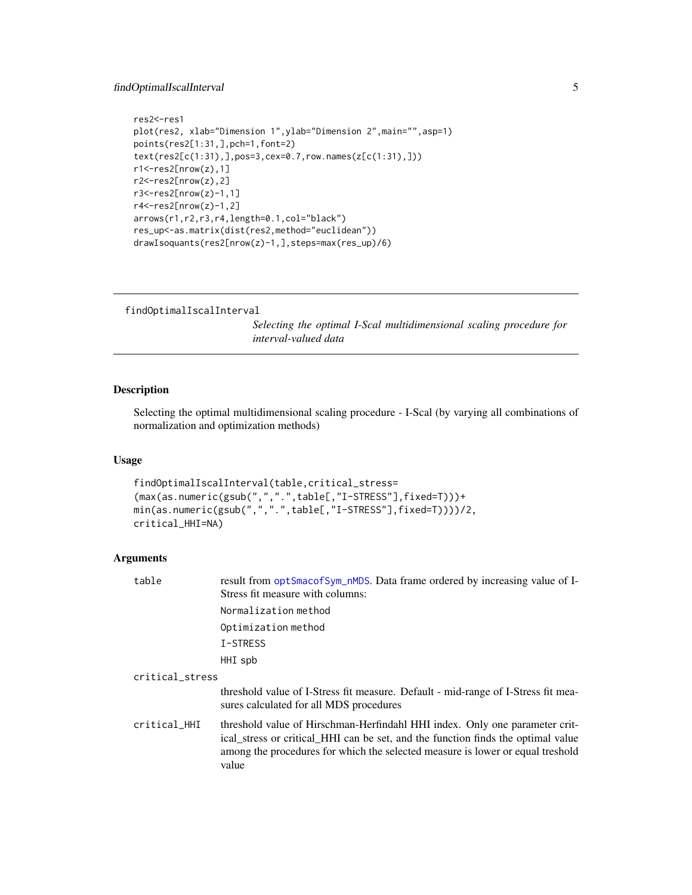```
res2<-res1
plot(res2, xlab="Dimension 1",ylab="Dimension 2",main="",asp=1)
points(res2[1:31,],pch=1,font=2)
text(res2[c(1:31),],pos=3,cex=0.7,row.names(z[c(1:31),]))
r1<-res2[nrow(z),1]
r2<-res2[nrow(z),2]
r3<-res2[nrow(z)-1,1]
r4<-res2[nrow(z)-1,2]
arrows(r1,r2,r3,r4,length=0.1,col="black")
res_up<-as.matrix(dist(res2,method="euclidean"))
drawIsoquants(res2[nrow(z)-1,],steps=max(res_up)/6)
```

---

## findOptimalIscalInterval

*Selecting the optimal I-Scal multidimensional scaling procedure for interval-valued data*

---

### Description

Selecting the optimal multidimensional scaling procedure - I-Scal (by varying all combinations of normalization and optimization methods)

### Usage

```
findOptimalIscalInterval(table,critical_stress=
(max(as.numeric(gsub(",",".",table[,"I-STRESS"],fixed=T)))+
min(as.numeric(gsub(",",".",table[,"I-STRESS"],fixed=T))))/2,
critical_HHI=NA)
```

### Arguments

`table` result from `optSmacofSym_nMDS`. Data frame ordered by increasing value of I-Stress fit measure with columns:

- `Normalization method`
- `Optimization method`
- `I-STRESS`
- `HHI spb`

`critical_stress` threshold value of I-Stress fit measure. Default - mid-range of I-Stress fit measures calculated for all MDS procedures

`critical_HHI` threshold value of Hirschman-Herfindahl HHI index. Only one parameter critical_stress or critical_HHI can be set, and the function finds the optimal value among the procedures for which the selected measure is lower or equal treshold value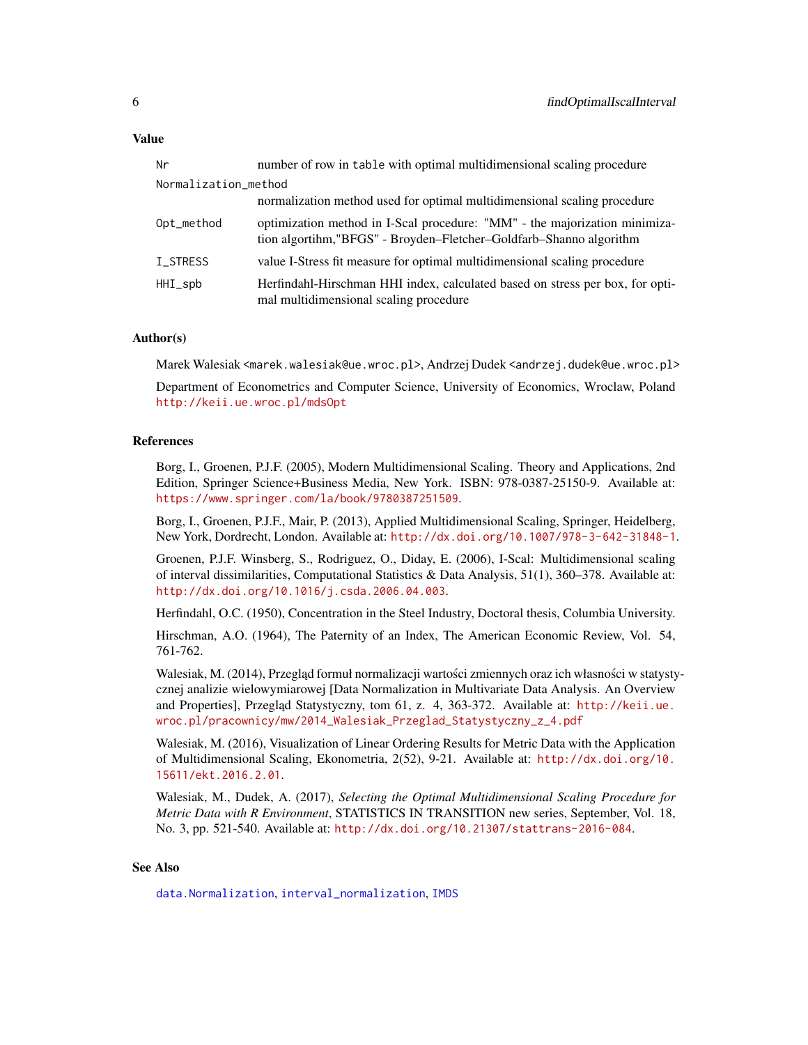## Value

| | |
|---|---|
| Nr | number of row in table with optimal multidimensional scaling procedure |
| Normalization_method | normalization method used for optimal multidimensional scaling procedure |
| Opt_method | optimization method in I-Scal procedure: "MM" - the majorization minimization algortihm,"BFGS" - Broyden–Fletcher–Goldfarb–Shanno algorithm |
| I_STRESS | value I-Stress fit measure for optimal multidimensional scaling procedure |
| HHI_spb | Herfindahl-Hirschman HHI index, calculated based on stress per box, for optimal multidimensional scaling procedure |

## Author(s)

Marek Walesiak <marek.walesiak@ue.wroc.pl>, Andrzej Dudek <andrzej.dudek@ue.wroc.pl>

Department of Econometrics and Computer Science, University of Economics, Wroclaw, Poland http://keii.ue.wroc.pl/mdsOpt

## References

Borg, I., Groenen, P.J.F. (2005), Modern Multidimensional Scaling. Theory and Applications, 2nd Edition, Springer Science+Business Media, New York. ISBN: 978-0387-25150-9. Available at: https://www.springer.com/la/book/9780387251509.

Borg, I., Groenen, P.J.F., Mair, P. (2013), Applied Multidimensional Scaling, Springer, Heidelberg, New York, Dordrecht, London. Available at: http://dx.doi.org/10.1007/978-3-642-31848-1.

Groenen, P.J.F. Winsberg, S., Rodriguez, O., Diday, E. (2006), I-Scal: Multidimensional scaling of interval dissimilarities, Computational Statistics & Data Analysis, 51(1), 360–378. Available at: http://dx.doi.org/10.1016/j.csda.2006.04.003.

Herfindahl, O.C. (1950), Concentration in the Steel Industry, Doctoral thesis, Columbia University.

Hirschman, A.O. (1964), The Paternity of an Index, The American Economic Review, Vol. 54, 761-762.

Walesiak, M. (2014), Przegląd formuł normalizacji wartości zmiennych oraz ich własności w statystycznej analizie wielowymiarowej [Data Normalization in Multivariate Data Analysis. An Overview and Properties], Przegląd Statystyczny, tom 61, z. 4, 363-372. Available at: http://keii.ue.wroc.pl/pracownicy/mw/2014_Walesiak_Przeglad_Statystyczny_z_4.pdf

Walesiak, M. (2016), Visualization of Linear Ordering Results for Metric Data with the Application of Multidimensional Scaling, Ekonometria, 2(52), 9-21. Available at: http://dx.doi.org/10.15611/ekt.2016.2.01.

Walesiak, M., Dudek, A. (2017), *Selecting the Optimal Multidimensional Scaling Procedure for Metric Data with R Environment*, STATISTICS IN TRANSITION new series, September, Vol. 18, No. 3, pp. 521-540. Available at: http://dx.doi.org/10.21307/stattrans-2016-084.

## See Also

data.Normalization, interval_normalization, IMDS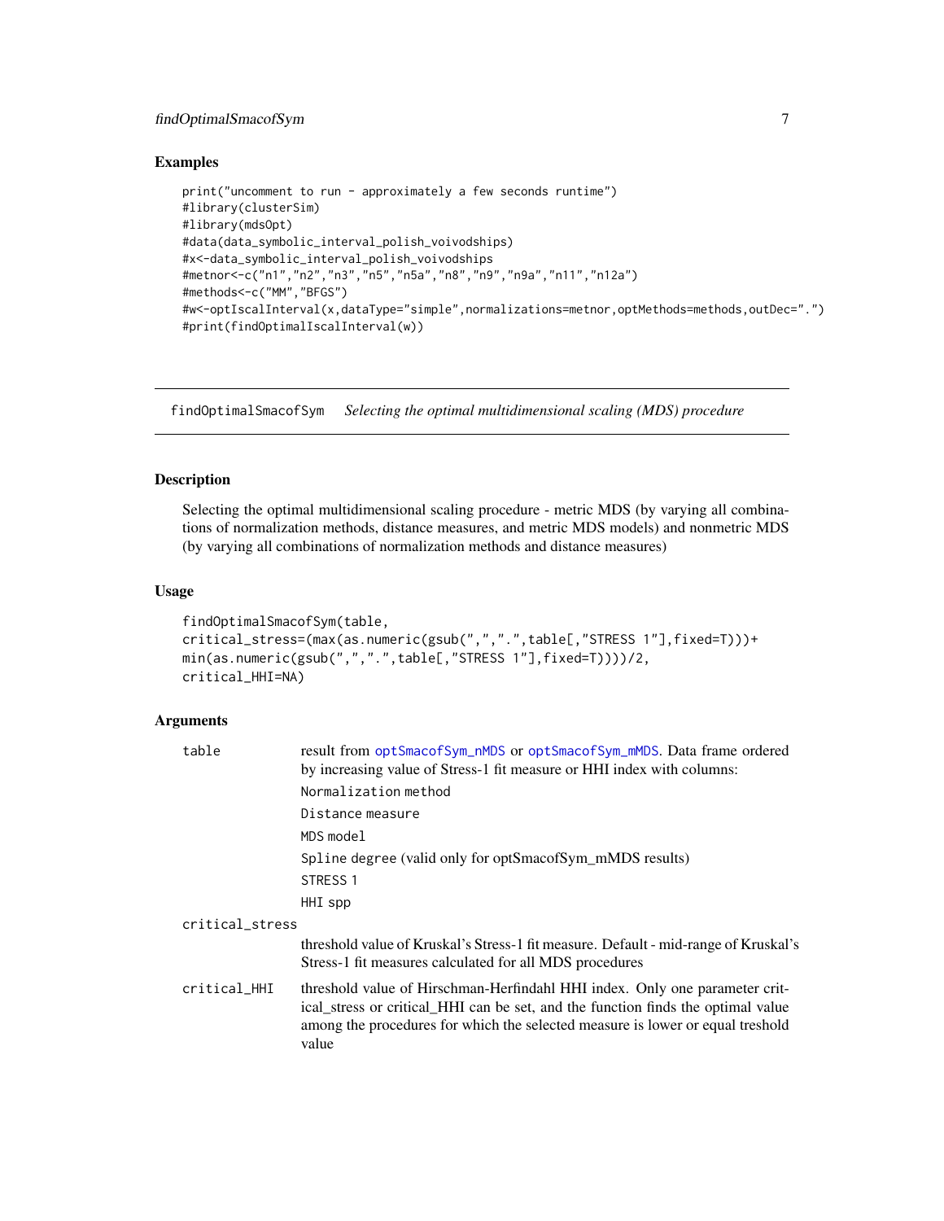## Examples

```
print("uncomment to run - approximately a few seconds runtime")
#library(clusterSim)
#library(mdsOpt)
#data(data_symbolic_interval_polish_voivodships)
#x<-data_symbolic_interval_polish_voivodships
#metnor<-c("n1","n2","n3","n5","n5a","n8","n9","n9a","n11","n12a")
#methods<-c("MM","BFGS")
#w<-optIscalInterval(x,dataType="simple",normalizations=metnor,optMethods=methods,outDec=".")
#print(findOptimalIscalInterval(w))
```

---

# findOptimalSmacofSym — *Selecting the optimal multidimensional scaling (MDS) procedure*

---

## Description

Selecting the optimal multidimensional scaling procedure - metric MDS (by varying all combinations of normalization methods, distance measures, and metric MDS models) and nonmetric MDS (by varying all combinations of normalization methods and distance measures)

## Usage

```
findOptimalSmacofSym(table,
critical_stress=(max(as.numeric(gsub(",",".",table[,"STRESS 1"],fixed=T)))+
min(as.numeric(gsub(",",".",table[,"STRESS 1"],fixed=T))))/2,
critical_HHI=NA)
```

## Arguments

| | |
|---|---|
| table | result from optSmacofSym_nMDS or optSmacofSym_mMDS. Data frame ordered by increasing value of Stress-1 fit measure or HHI index with columns:<br>Normalization method<br>Distance measure<br>MDS model<br>Spline degree (valid only for optSmacofSym_mMDS results)<br>STRESS 1<br>HHI spp |
| critical_stress | threshold value of Kruskal's Stress-1 fit measure. Default - mid-range of Kruskal's Stress-1 fit measures calculated for all MDS procedures |
| critical_HHI | threshold value of Hirschman-Herfindahl HHI index. Only one parameter critical_stress or critical_HHI can be set, and the function finds the optimal value among the procedures for which the selected measure is lower or equal treshold value |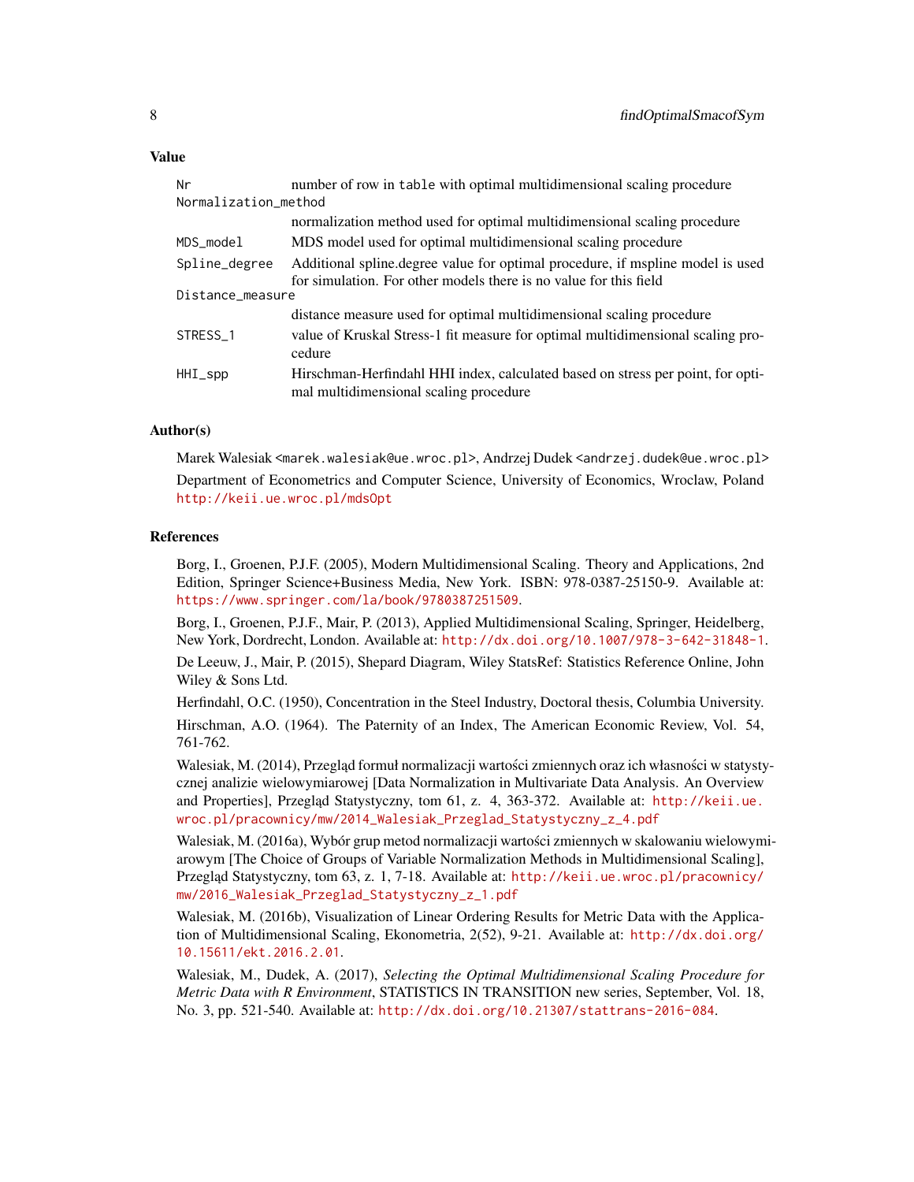## Value

| | |
|---|---|
| Nr | number of row in table with optimal multidimensional scaling procedure |
| Normalization_method | normalization method used for optimal multidimensional scaling procedure |
| MDS_model | MDS model used for optimal multidimensional scaling procedure |
| Spline_degree | Additional spline.degree value for optimal procedure, if mspline model is used for simulation. For other models there is no value for this field |
| Distance_measure | distance measure used for optimal multidimensional scaling procedure |
| STRESS_1 | value of Kruskal Stress-1 fit measure for optimal multidimensional scaling procedure |
| HHI_spp | Hirschman-Herfindahl HHI index, calculated based on stress per point, for optimal multidimensional scaling procedure |

## Author(s)

Marek Walesiak <marek.walesiak@ue.wroc.pl>, Andrzej Dudek <andrzej.dudek@ue.wroc.pl>

Department of Econometrics and Computer Science, University of Economics, Wroclaw, Poland http://keii.ue.wroc.pl/mdsOpt

## References

Borg, I., Groenen, P.J.F. (2005), Modern Multidimensional Scaling. Theory and Applications, 2nd Edition, Springer Science+Business Media, New York. ISBN: 978-0387-25150-9. Available at: https://www.springer.com/la/book/9780387251509.

Borg, I., Groenen, P.J.F., Mair, P. (2013), Applied Multidimensional Scaling, Springer, Heidelberg, New York, Dordrecht, London. Available at: http://dx.doi.org/10.1007/978-3-642-31848-1.

De Leeuw, J., Mair, P. (2015), Shepard Diagram, Wiley StatsRef: Statistics Reference Online, John Wiley & Sons Ltd.

Herfindahl, O.C. (1950), Concentration in the Steel Industry, Doctoral thesis, Columbia University.

Hirschman, A.O. (1964). The Paternity of an Index, The American Economic Review, Vol. 54, 761-762.

Walesiak, M. (2014), Przegląd formuł normalizacji wartości zmiennych oraz ich własności w statystycznej analizie wielowymiarowej [Data Normalization in Multivariate Data Analysis. An Overview and Properties], Przegląd Statystyczny, tom 61, z. 4, 363-372. Available at: http://keii.ue.wroc.pl/pracownicy/mw/2014_Walesiak_Przeglad_Statystyczny_z_4.pdf

Walesiak, M. (2016a), Wybór grup metod normalizacji wartości zmiennych w skalowaniu wielowymiarowym [The Choice of Groups of Variable Normalization Methods in Multidimensional Scaling], Przegląd Statystyczny, tom 63, z. 1, 7-18. Available at: http://keii.ue.wroc.pl/pracownicy/mw/2016_Walesiak_Przeglad_Statystyczny_z_1.pdf

Walesiak, M. (2016b), Visualization of Linear Ordering Results for Metric Data with the Application of Multidimensional Scaling, Ekonometria, 2(52), 9-21. Available at: http://dx.doi.org/10.15611/ekt.2016.2.01.

Walesiak, M., Dudek, A. (2017), *Selecting the Optimal Multidimensional Scaling Procedure for Metric Data with R Environment*, STATISTICS IN TRANSITION new series, September, Vol. 18, No. 3, pp. 521-540. Available at: http://dx.doi.org/10.21307/stattrans-2016-084.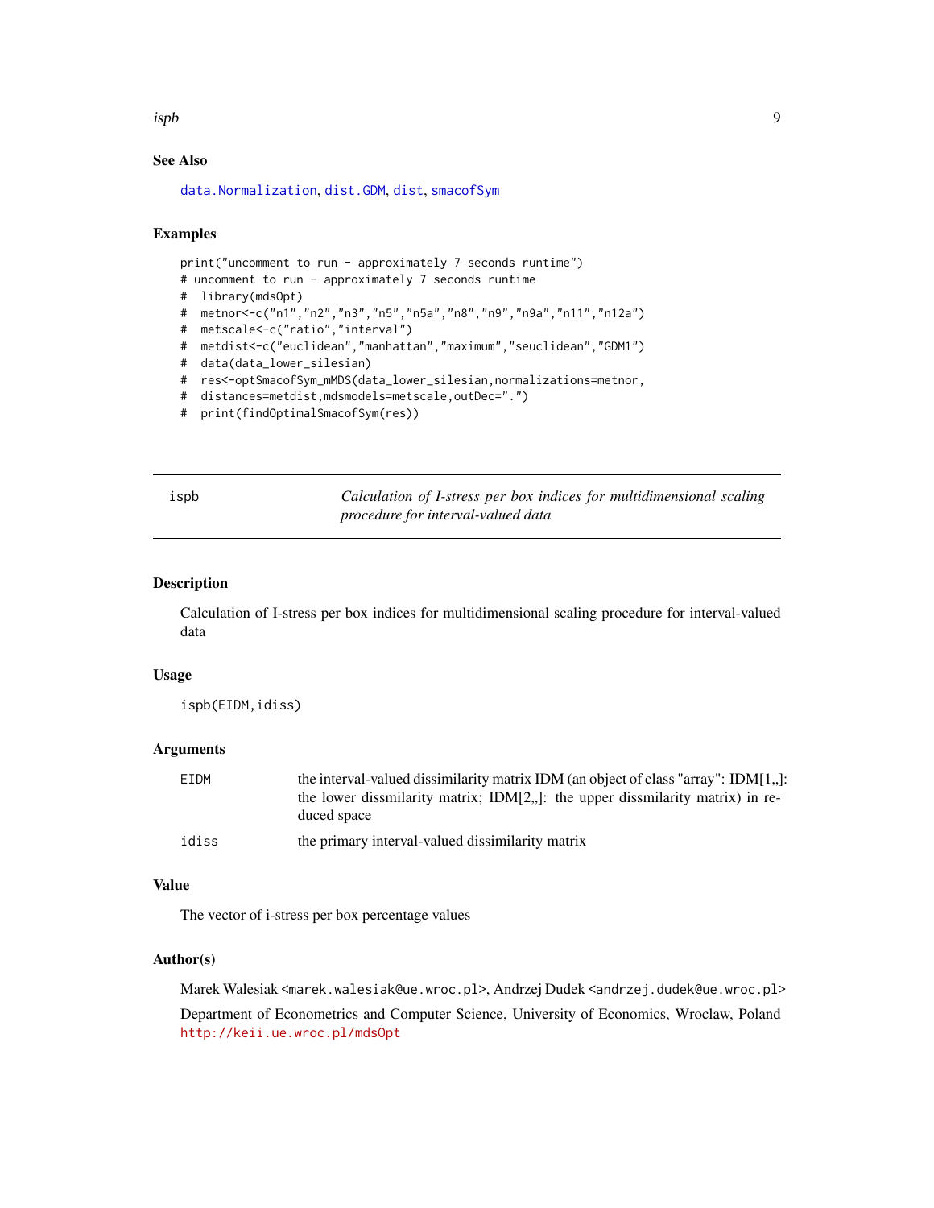### See Also

data.Normalization, dist.GDM, dist, smacofSym

### Examples

```
print("uncomment to run - approximately 7 seconds runtime")
# uncomment to run - approximately 7 seconds runtime
#  library(mdsOpt)
#  metnor<-c("n1","n2","n3","n5","n5a","n8","n9","n9a","n11","n12a")
#  metscale<-c("ratio","interval")
#  metdist<-c("euclidean","manhattan","maximum","seuclidean","GDM1")
#  data(data_lower_silesian)
#  res<-optSmacofSym_mMDS(data_lower_silesian,normalizations=metnor,
#  distances=metdist,mdsmodels=metscale,outDec=".")
#  print(findOptimalSmacofSym(res))
```

---

## ispb — *Calculation of I-stress per box indices for multidimensional scaling procedure for interval-valued data*

---

### Description

Calculation of I-stress per box indices for multidimensional scaling procedure for interval-valued data

### Usage

```
ispb(EIDM,idiss)
```

### Arguments

| | |
|---|---|
| EIDM | the interval-valued dissimilarity matrix IDM (an object of class "array": IDM[1,,]: the lower dissmilarity matrix; IDM[2,,]: the upper dissmilarity matrix) in reduced space |
| idiss | the primary interval-valued dissimilarity matrix |

### Value

The vector of i-stress per box percentage values

### Author(s)

Marek Walesiak <marek.walesiak@ue.wroc.pl>, Andrzej Dudek <andrzej.dudek@ue.wroc.pl>

Department of Econometrics and Computer Science, University of Economics, Wroclaw, Poland http://keii.ue.wroc.pl/mdsOpt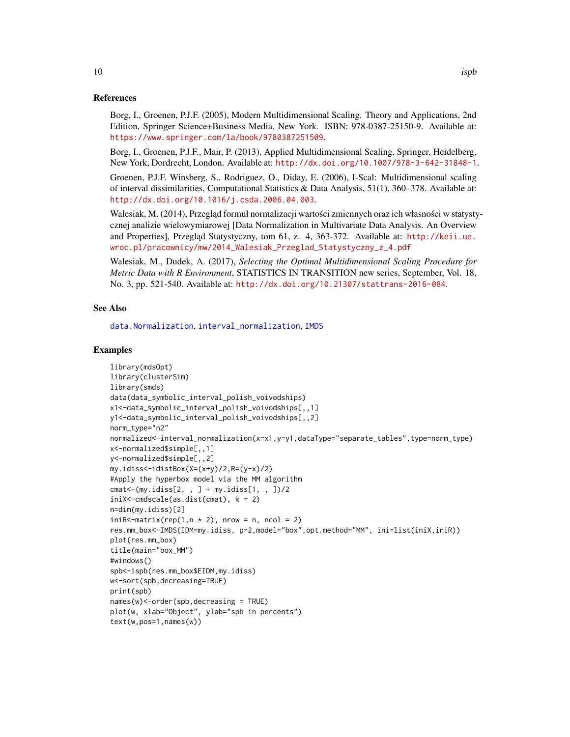## References

Borg, I., Groenen, P.J.F. (2005), Modern Multidimensional Scaling. Theory and Applications, 2nd Edition, Springer Science+Business Media, New York. ISBN: 978-0387-25150-9. Available at: https://www.springer.com/la/book/9780387251509.

Borg, I., Groenen, P.J.F., Mair, P. (2013), Applied Multidimensional Scaling, Springer, Heidelberg, New York, Dordrecht, London. Available at: http://dx.doi.org/10.1007/978-3-642-31848-1.

Groenen, P.J.F. Winsberg, S., Rodriguez, O., Diday, E. (2006), I-Scal: Multidimensional scaling of interval dissimilarities, Computational Statistics & Data Analysis, 51(1), 360–378. Available at: http://dx.doi.org/10.1016/j.csda.2006.04.003.

Walesiak, M. (2014), Przegląd formuł normalizacji wartości zmiennych oraz ich własności w statystycznej analizie wielowymiarowej [Data Normalization in Multivariate Data Analysis. An Overview and Properties], Przegląd Statystyczny, tom 61, z. 4, 363-372. Available at: http://keii.ue.wroc.pl/pracownicy/mw/2014_Walesiak_Przeglad_Statystyczny_z_4.pdf

Walesiak, M., Dudek, A. (2017), *Selecting the Optimal Multidimensional Scaling Procedure for Metric Data with R Environment*, STATISTICS IN TRANSITION new series, September, Vol. 18, No. 3, pp. 521-540. Available at: http://dx.doi.org/10.21307/stattrans-2016-084.

## See Also

data.Normalization, interval_normalization, IMDS

## Examples

```
library(mdsOpt)
library(clusterSim)
library(smds)
data(data_symbolic_interval_polish_voivodships)
x1<-data_symbolic_interval_polish_voivodships[,,1]
y1<-data_symbolic_interval_polish_voivodships[,,2]
norm_type="n2"
normalized<-interval_normalization(x=x1,y=y1,dataType="separate_tables",type=norm_type)
x<-normalized$simple[,,1]
y<-normalized$simple[,,2]
my.idiss<-idistBox(X=(x+y)/2,R=(y-x)/2)
#Apply the hyperbox model via the MM algorithm
cmat<-(my.idiss[2, , ] + my.idiss[1, , ])/2
iniX<-cmdscale(as.dist(cmat), k = 2)
n=dim(my.idiss)[2]
iniR<-matrix(rep(1,n * 2), nrow = n, ncol = 2)
res.mm_box<-IMDS(IDM=my.idiss, p=2,model="box",opt.method="MM", ini=list(iniX,iniR))
plot(res.mm_box)
title(main="box_MM")
#windows()
spb<-ispb(res.mm_box$EIDM,my.idiss)
w<-sort(spb,decreasing=TRUE)
print(spb)
names(w)<-order(spb,decreasing = TRUE)
plot(w, xlab="Object", ylab="spb in percents")
text(w,pos=1,names(w))
```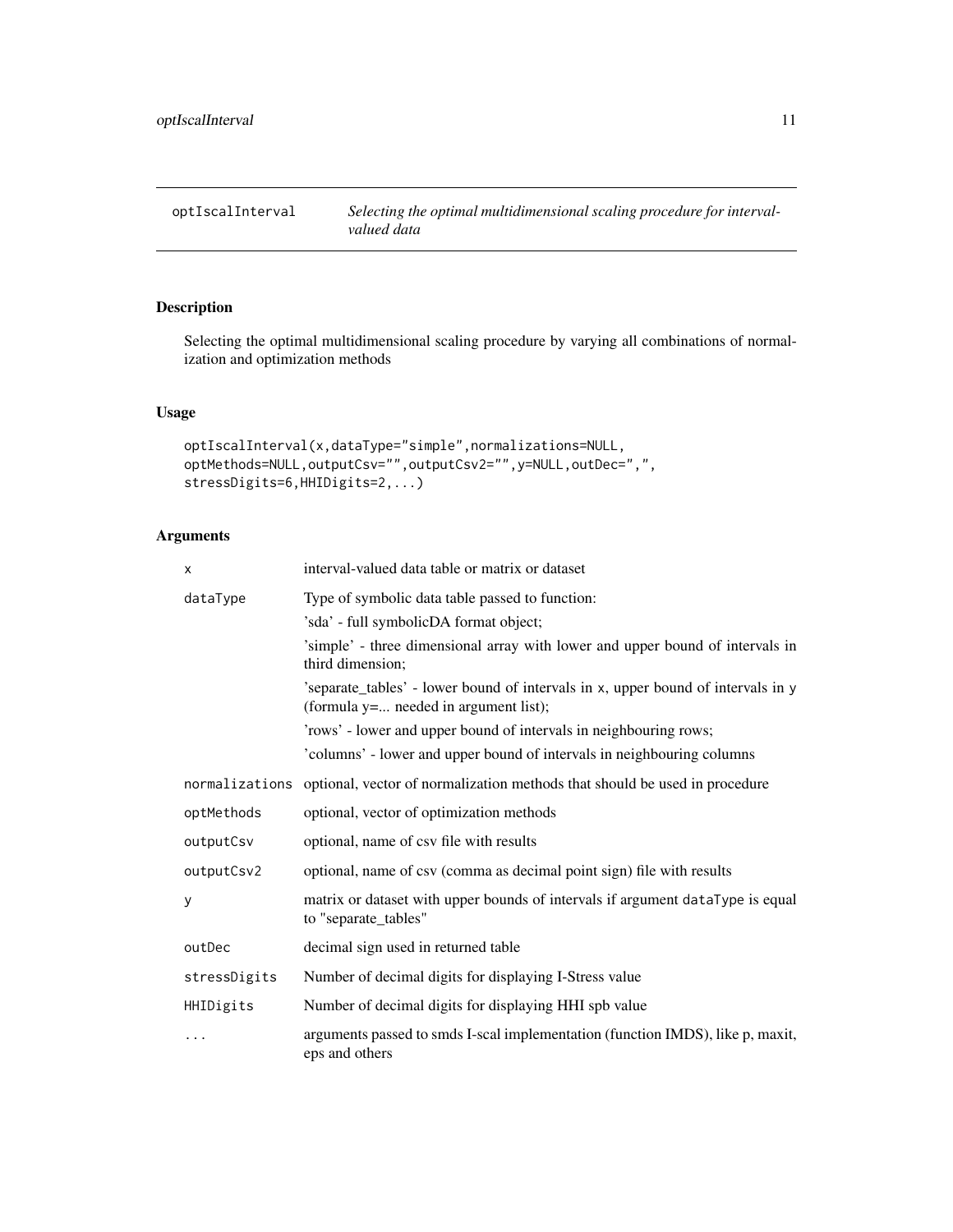# optIscalInterval

*Selecting the optimal multidimensional scaling procedure for interval-valued data*

## Description

Selecting the optimal multidimensional scaling procedure by varying all combinations of normalization and optimization methods

## Usage

```
optIscalInterval(x,dataType="simple",normalizations=NULL,
optMethods=NULL,outputCsv="",outputCsv2="",y=NULL,outDec=",",
stressDigits=6,HHIDigits=2,...)
```

## Arguments

| | |
|---|---|
| `x` | interval-valued data table or matrix or dataset |
| `dataType` | Type of symbolic data table passed to function:<br>'sda' - full symbolicDA format object;<br>'simple' - three dimensional array with lower and upper bound of intervals in third dimension;<br>'separate_tables' - lower bound of intervals in x, upper bound of intervals in y (formula y=... needed in argument list);<br>'rows' - lower and upper bound of intervals in neighbouring rows;<br>'columns' - lower and upper bound of intervals in neighbouring columns |
| `normalizations` | optional, vector of normalization methods that should be used in procedure |
| `optMethods` | optional, vector of optimization methods |
| `outputCsv` | optional, name of csv file with results |
| `outputCsv2` | optional, name of csv (comma as decimal point sign) file with results |
| `y` | matrix or dataset with upper bounds of intervals if argument `dataType` is equal to "separate_tables" |
| `outDec` | decimal sign used in returned table |
| `stressDigits` | Number of decimal digits for displaying I-Stress value |
| `HHIDigits` | Number of decimal digits for displaying HHI spb value |
| `...` | arguments passed to smds I-scal implementation (function IMDS), like p, maxit, eps and others |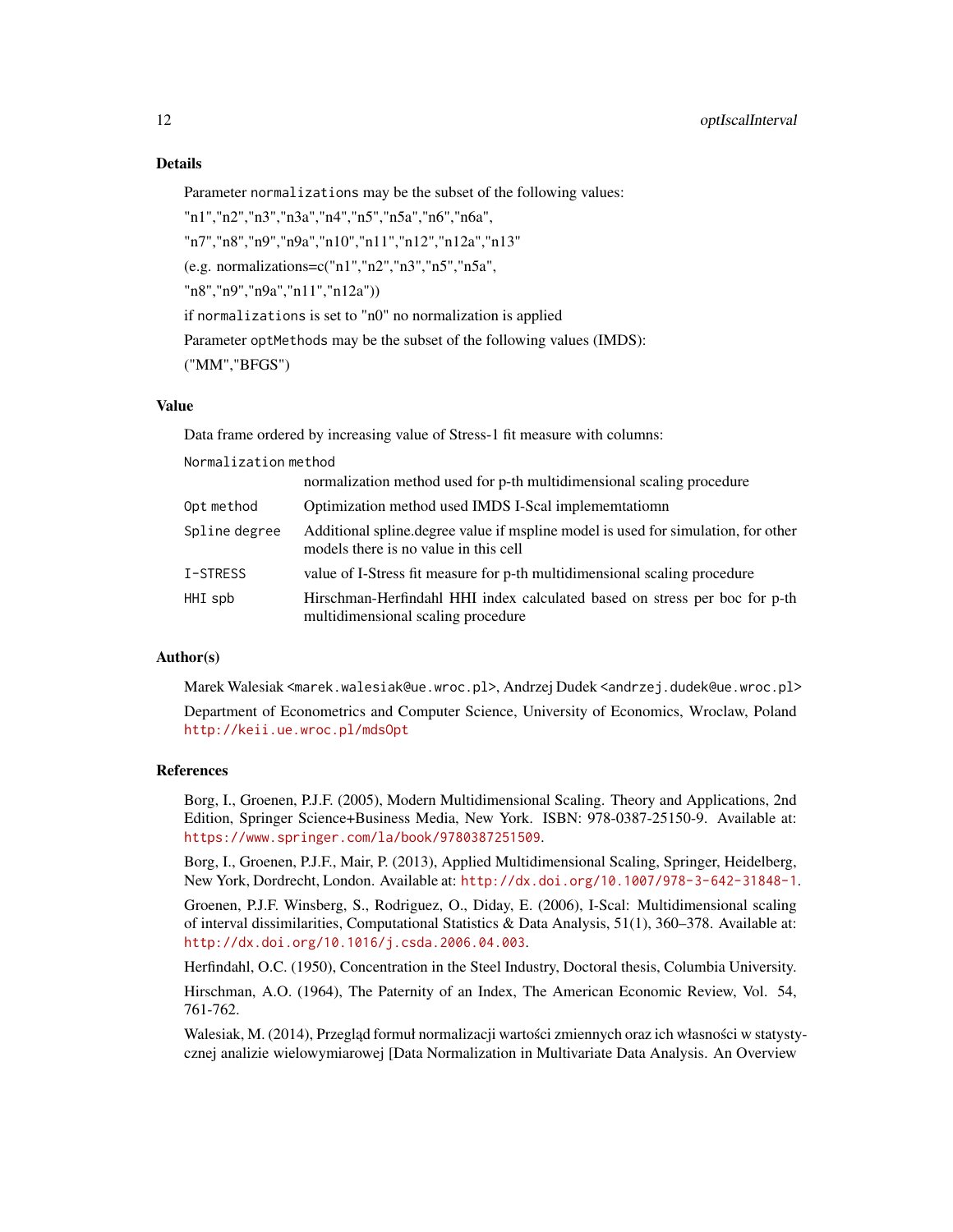### Details

Parameter `normalizations` may be the subset of the following values:

"n1","n2","n3","n3a","n4","n5","n5a","n6","n6a",

"n7","n8","n9","n9a","n10","n11","n12","n12a","n13"

(e.g. normalizations=c("n1","n2","n3","n5","n5a",

"n8","n9","n9a","n11","n12a"))

if `normalizations` is set to "n0" no normalization is applied

Parameter `optMethods` may be the subset of the following values (IMDS):

("MM","BFGS")

### Value

Data frame ordered by increasing value of Stress-1 fit measure with columns:

| | |
|---|---|
| `Normalization method` | normalization method used for p-th multidimensional scaling procedure |
| `Opt method` | Optimization method used IMDS I-Scal implememtatiomn |
| `Spline degree` | Additional spline.degree value if mspline model is used for simulation, for other models there is no value in this cell |
| `I-STRESS` | value of I-Stress fit measure for p-th multidimensional scaling procedure |
| `HHI spb` | Hirschman-Herfindahl HHI index calculated based on stress per boc for p-th multidimensional scaling procedure |

### Author(s)

Marek Walesiak <marek.walesiak@ue.wroc.pl>, Andrzej Dudek <andrzej.dudek@ue.wroc.pl>

Department of Econometrics and Computer Science, University of Economics, Wroclaw, Poland http://keii.ue.wroc.pl/mdsOpt

### References

Borg, I., Groenen, P.J.F. (2005), Modern Multidimensional Scaling. Theory and Applications, 2nd Edition, Springer Science+Business Media, New York. ISBN: 978-0387-25150-9. Available at: https://www.springer.com/la/book/9780387251509.

Borg, I., Groenen, P.J.F., Mair, P. (2013), Applied Multidimensional Scaling, Springer, Heidelberg, New York, Dordrecht, London. Available at: http://dx.doi.org/10.1007/978-3-642-31848-1.

Groenen, P.J.F. Winsberg, S., Rodriguez, O., Diday, E. (2006), I-Scal: Multidimensional scaling of interval dissimilarities, Computational Statistics & Data Analysis, 51(1), 360–378. Available at: http://dx.doi.org/10.1016/j.csda.2006.04.003.

Herfindahl, O.C. (1950), Concentration in the Steel Industry, Doctoral thesis, Columbia University.

Hirschman, A.O. (1964), The Paternity of an Index, The American Economic Review, Vol. 54, 761-762.

Walesiak, M. (2014), Przegląd formuł normalizacji wartości zmiennych oraz ich własności w statystycznej analizie wielowymiarowej [Data Normalization in Multivariate Data Analysis. An Overview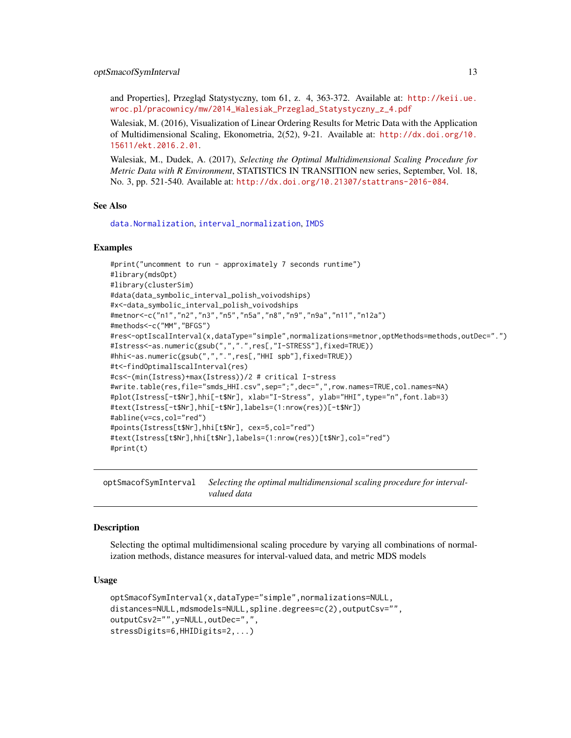and Properties], Przegląd Statystyczny, tom 61, z. 4, 363-372. Available at: http://keii.ue.wroc.pl/pracownicy/mw/2014_Walesiak_Przeglad_Statystyczny_z_4.pdf

Walesiak, M. (2016), Visualization of Linear Ordering Results for Metric Data with the Application of Multidimensional Scaling, Ekonometria, 2(52), 9-21. Available at: http://dx.doi.org/10.15611/ekt.2016.2.01.

Walesiak, M., Dudek, A. (2017), *Selecting the Optimal Multidimensional Scaling Procedure for Metric Data with R Environment*, STATISTICS IN TRANSITION new series, September, Vol. 18, No. 3, pp. 521-540. Available at: http://dx.doi.org/10.21307/stattrans-2016-084.

### See Also

data.Normalization, interval_normalization, IMDS

### Examples

```
#print("uncomment to run - approximately 7 seconds runtime")
#library(mdsOpt)
#library(clusterSim)
#data(data_symbolic_interval_polish_voivodships)
#x<-data_symbolic_interval_polish_voivodships
#metnor<-c("n1","n2","n3","n5","n5a","n8","n9","n9a","n11","n12a")
#methods<-c("MM","BFGS")
#res<-optIscalInterval(x,dataType="simple",normalizations=metnor,optMethods=methods,outDec=".")
#Istress<-as.numeric(gsub(",",".",res[,"I-STRESS"],fixed=TRUE))
#hhi<-as.numeric(gsub(",",".",res[,"HHI spb"],fixed=TRUE))
#t<-findOptimalIscalInterval(res)
#cs<-(min(Istress)+max(Istress))/2 # critical I-stress
#write.table(res,file="smds_HHI.csv",sep=";",dec=",",row.names=TRUE,col.names=NA)
#plot(Istress[-t$Nr],hhi[-t$Nr], xlab="I-Stress", ylab="HHI",type="n",font.lab=3)
#text(Istress[-t$Nr],hhi[-t$Nr],labels=(1:nrow(res))[-t$Nr])
#abline(v=cs,col="red")
#points(Istress[t$Nr],hhi[t$Nr], cex=5,col="red")
#text(Istress[t$Nr],hhi[t$Nr],labels=(1:nrow(res))[t$Nr],col="red")
#print(t)
```

---

## optSmacofSymInterval — *Selecting the optimal multidimensional scaling procedure for interval-valued data*

---

### Description

Selecting the optimal multidimensional scaling procedure by varying all combinations of normalization methods, distance measures for interval-valued data, and metric MDS models

### Usage

```
optSmacofSymInterval(x,dataType="simple",normalizations=NULL,
distances=NULL,mdsmodels=NULL,spline.degrees=c(2),outputCsv="",
outputCsv2="",y=NULL,outDec=",",
stressDigits=6,HHIDigits=2,...)
```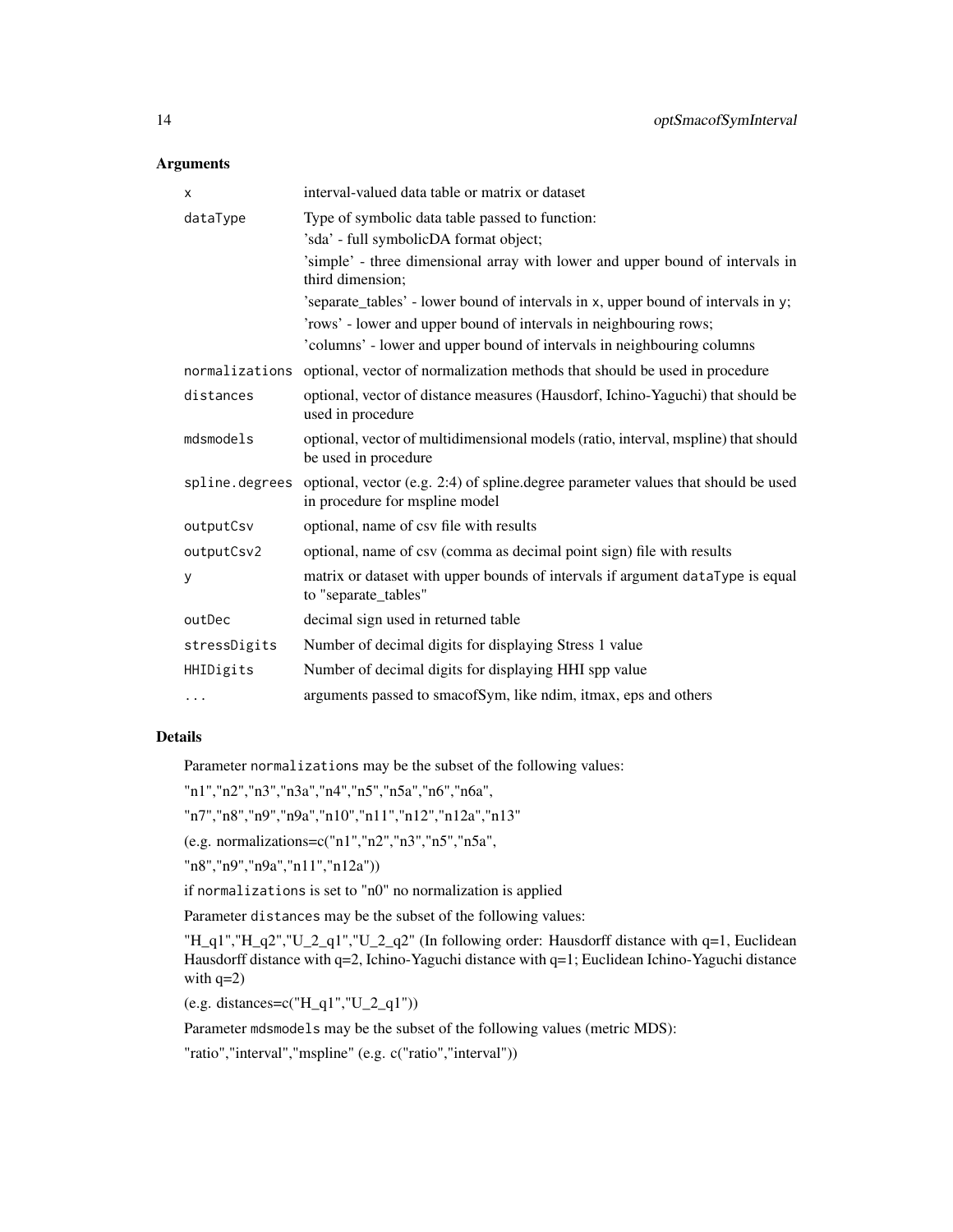## Arguments

| | |
|---|---|
| `x` | interval-valued data table or matrix or dataset |
| `dataType` | Type of symbolic data table passed to function:<br>'sda' - full symbolicDA format object;<br>'simple' - three dimensional array with lower and upper bound of intervals in third dimension;<br>'separate_tables' - lower bound of intervals in `x`, upper bound of intervals in `y`;<br>'rows' - lower and upper bound of intervals in neighbouring rows;<br>'columns' - lower and upper bound of intervals in neighbouring columns |
| `normalizations` | optional, vector of normalization methods that should be used in procedure |
| `distances` | optional, vector of distance measures (Hausdorf, Ichino-Yaguchi) that should be used in procedure |
| `mdsmodels` | optional, vector of multidimensional models (ratio, interval, mspline) that should be used in procedure |
| `spline.degrees` | optional, vector (e.g. 2:4) of spline.degree parameter values that should be used in procedure for mspline model |
| `outputCsv` | optional, name of csv file with results |
| `outputCsv2` | optional, name of csv (comma as decimal point sign) file with results |
| `y` | matrix or dataset with upper bounds of intervals if argument `dataType` is equal to "separate_tables" |
| `outDec` | decimal sign used in returned table |
| `stressDigits` | Number of decimal digits for displaying Stress 1 value |
| `HHIDigits` | Number of decimal digits for displaying HHI spp value |
| `...` | arguments passed to smacofSym, like ndim, itmax, eps and others |

## Details

Parameter `normalizations` may be the subset of the following values:

"n1","n2","n3","n3a","n4","n5","n5a","n6","n6a",

"n7","n8","n9","n9a","n10","n11","n12","n12a","n13"

(e.g. normalizations=c("n1","n2","n3","n5","n5a",

"n8","n9","n9a","n11","n12a"))

if `normalizations` is set to "n0" no normalization is applied

Parameter `distances` may be the subset of the following values:

"H_q1","H_q2","U_2_q1","U_2_q2" (In following order: Hausdorff distance with q=1, Euclidean Hausdorff distance with q=2, Ichino-Yaguchi distance with q=1; Euclidean Ichino-Yaguchi distance with q=2)

(e.g. distances=c("H_q1","U_2_q1"))

Parameter `mdsmodels` may be the subset of the following values (metric MDS):

"ratio","interval","mspline" (e.g. c("ratio","interval"))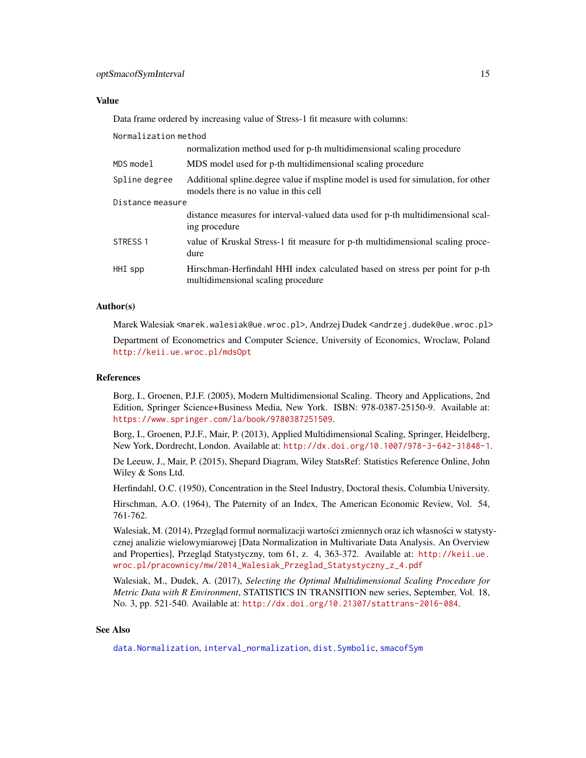## Value

Data frame ordered by increasing value of Stress-1 fit measure with columns:

`Normalization method`
: normalization method used for p-th multidimensional scaling procedure

`MDS model`
: MDS model used for p-th multidimensional scaling procedure

`Spline degree`
: Additional spline.degree value if mspline model is used for simulation, for other models there is no value in this cell

`Distance measure`
: distance measures for interval-valued data used for p-th multidimensional scaling procedure

`STRESS 1`
: value of Kruskal Stress-1 fit measure for p-th multidimensional scaling procedure

`HHI spp`
: Hirschman-Herfindahl HHI index calculated based on stress per point for p-th multidimensional scaling procedure

## Author(s)

Marek Walesiak <marek.walesiak@ue.wroc.pl>, Andrzej Dudek <andrzej.dudek@ue.wroc.pl>

Department of Econometrics and Computer Science, University of Economics, Wroclaw, Poland http://keii.ue.wroc.pl/mdsOpt

## References

Borg, I., Groenen, P.J.F. (2005), Modern Multidimensional Scaling. Theory and Applications, 2nd Edition, Springer Science+Business Media, New York. ISBN: 978-0387-25150-9. Available at: https://www.springer.com/la/book/9780387251509.

Borg, I., Groenen, P.J.F., Mair, P. (2013), Applied Multidimensional Scaling, Springer, Heidelberg, New York, Dordrecht, London. Available at: http://dx.doi.org/10.1007/978-3-642-31848-1.

De Leeuw, J., Mair, P. (2015), Shepard Diagram, Wiley StatsRef: Statistics Reference Online, John Wiley & Sons Ltd.

Herfindahl, O.C. (1950), Concentration in the Steel Industry, Doctoral thesis, Columbia University.

Hirschman, A.O. (1964), The Paternity of an Index, The American Economic Review, Vol. 54, 761-762.

Walesiak, M. (2014), Przegląd formuł normalizacji wartości zmiennych oraz ich własności w statystycznej analizie wielowymiarowej [Data Normalization in Multivariate Data Analysis. An Overview and Properties], Przegląd Statystyczny, tom 61, z. 4, 363-372. Available at: http://keii.ue.wroc.pl/pracownicy/mw/2014_Walesiak_Przeglad_Statystyczny_z_4.pdf

Walesiak, M., Dudek, A. (2017), *Selecting the Optimal Multidimensional Scaling Procedure for Metric Data with R Environment*, STATISTICS IN TRANSITION new series, September, Vol. 18, No. 3, pp. 521-540. Available at: http://dx.doi.org/10.21307/stattrans-2016-084.

## See Also

data.Normalization, interval_normalization, dist.Symbolic, smacofSym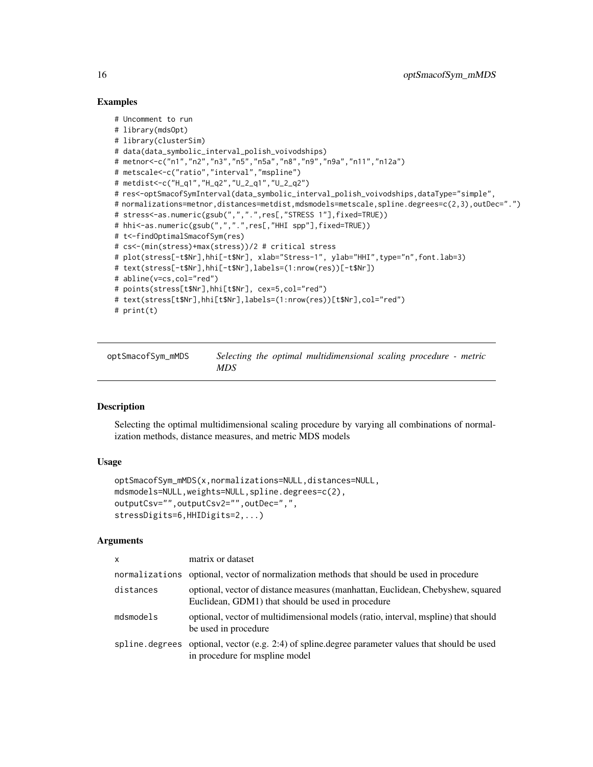### Examples

```
# Uncomment to run
# library(mdsOpt)
# library(clusterSim)
# data(data_symbolic_interval_polish_voivodships)
# metnor<-c("n1","n2","n3","n5","n5a","n8","n9","n9a","n11","n12a")
# metscale<-c("ratio","interval","mspline")
# metdist<-c("H_q1","H_q2","U_2_q1","U_2_q2")
# res<-optSmacofSymInterval(data_symbolic_interval_polish_voivodships,dataType="simple",
# normalizations=metnor,distances=metdist,mdsmodels=metscale,spline.degrees=c(2,3),outDec=".")
# stress<-as.numeric(gsub(",",".",res[,"STRESS 1"],fixed=TRUE))
# hhi<-as.numeric(gsub(",",".",res[,"HHI spp"],fixed=TRUE))
# t<-findOptimalSmacofSym(res)
# cs<-(min(stress)+max(stress))/2 # critical stress
# plot(stress[-t$Nr],hhi[-t$Nr], xlab="Stress-1", ylab="HHI",type="n",font.lab=3)
# text(stress[-t$Nr],hhi[-t$Nr],labels=(1:nrow(res))[-t$Nr])
# abline(v=cs,col="red")
# points(stress[t$Nr],hhi[t$Nr], cex=5,col="red")
# text(stress[t$Nr],hhi[t$Nr],labels=(1:nrow(res))[t$Nr],col="red")
# print(t)
```

---

## optSmacofSym_mMDS — *Selecting the optimal multidimensional scaling procedure - metric MDS*

### Description

Selecting the optimal multidimensional scaling procedure by varying all combinations of normalization methods, distance measures, and metric MDS models

### Usage

```
optSmacofSym_mMDS(x,normalizations=NULL,distances=NULL,
mdsmodels=NULL,weights=NULL,spline.degrees=c(2),
outputCsv="",outputCsv2="",outDec=",",
stressDigits=6,HHIDigits=2,...)
```

### Arguments

| | |
|---|---|
| x | matrix or dataset |
| normalizations | optional, vector of normalization methods that should be used in procedure |
| distances | optional, vector of distance measures (manhattan, Euclidean, Chebyshew, squared Euclidean, GDM1) that should be used in procedure |
| mdsmodels | optional, vector of multidimensional models (ratio, interval, mspline) that should be used in procedure |
| spline.degrees | optional, vector (e.g. 2:4) of spline.degree parameter values that should be used in procedure for mspline model |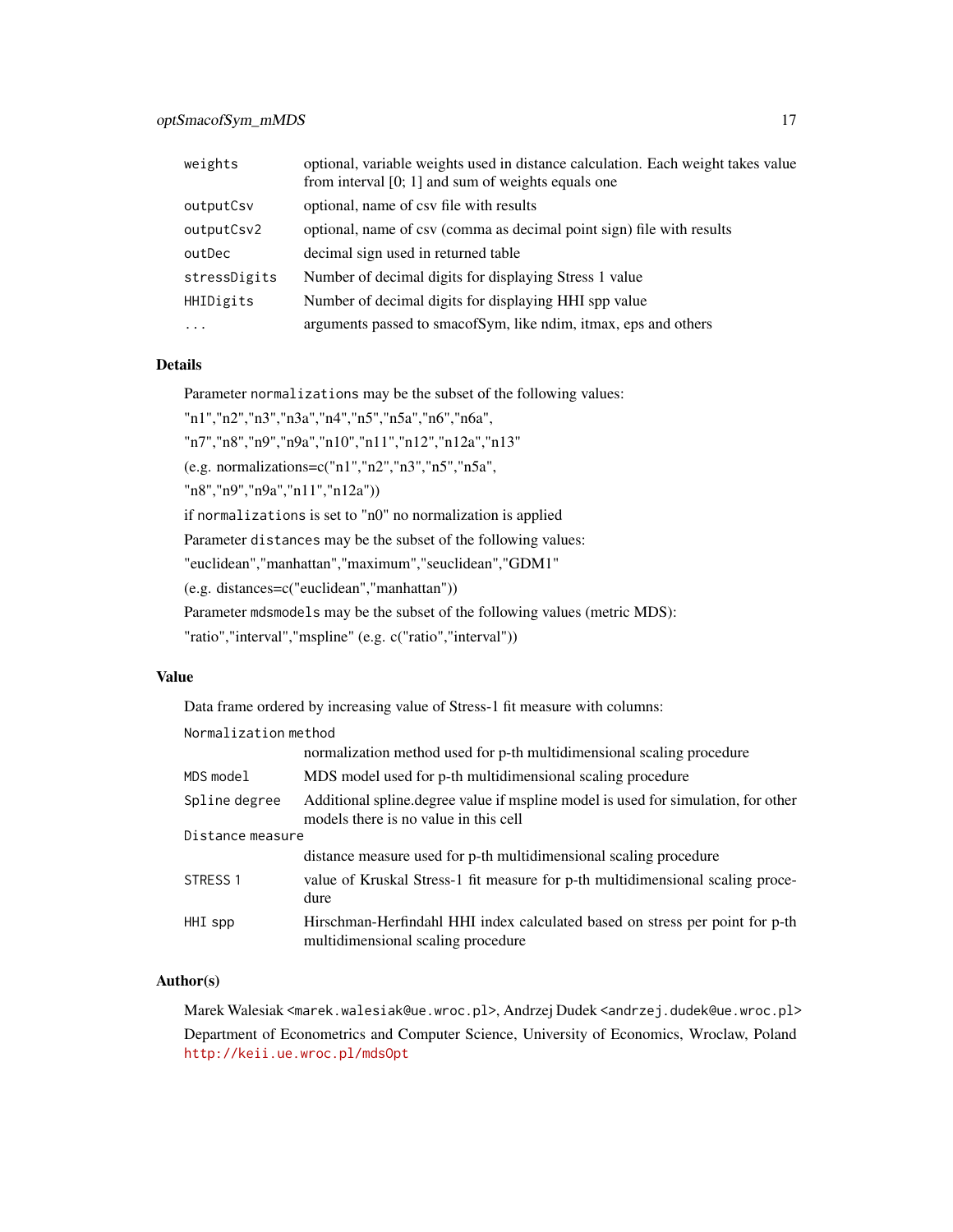| | |
|---|---|
| `weights` | optional, variable weights used in distance calculation. Each weight takes value from interval [0; 1] and sum of weights equals one |
| `outputCsv` | optional, name of csv file with results |
| `outputCsv2` | optional, name of csv (comma as decimal point sign) file with results |
| `outDec` | decimal sign used in returned table |
| `stressDigits` | Number of decimal digits for displaying Stress 1 value |
| `HHIDigits` | Number of decimal digits for displaying HHI spp value |
| `...` | arguments passed to smacofSym, like ndim, itmax, eps and others |

## Details

Parameter `normalizations` may be the subset of the following values:

"n1","n2","n3","n3a","n4","n5","n5a","n6","n6a",

"n7","n8","n9","n9a","n10","n11","n12","n12a","n13"

(e.g. normalizations=c("n1","n2","n3","n5","n5a",

"n8","n9","n9a","n11","n12a"))

if `normalizations` is set to "n0" no normalization is applied

Parameter `distances` may be the subset of the following values:

"euclidean","manhattan","maximum","seuclidean","GDM1"

(e.g. distances=c("euclidean","manhattan"))

Parameter `mdsmodels` may be the subset of the following values (metric MDS):

"ratio","interval","mspline" (e.g. c("ratio","interval"))

## Value

Data frame ordered by increasing value of Stress-1 fit measure with columns:

| | |
|---|---|
| `Normalization method` | normalization method used for p-th multidimensional scaling procedure |
| `MDS model` | MDS model used for p-th multidimensional scaling procedure |
| `Spline degree` | Additional spline.degree value if mspline model is used for simulation, for other models there is no value in this cell |
| `Distance measure` | distance measure used for p-th multidimensional scaling procedure |
| `STRESS 1` | value of Kruskal Stress-1 fit measure for p-th multidimensional scaling procedure |
| `HHI spp` | Hirschman-Herfindahl HHI index calculated based on stress per point for p-th multidimensional scaling procedure |

## Author(s)

Marek Walesiak <marek.walesiak@ue.wroc.pl>, Andrzej Dudek <andrzej.dudek@ue.wroc.pl>

Department of Econometrics and Computer Science, University of Economics, Wroclaw, Poland http://keii.ue.wroc.pl/mdsOpt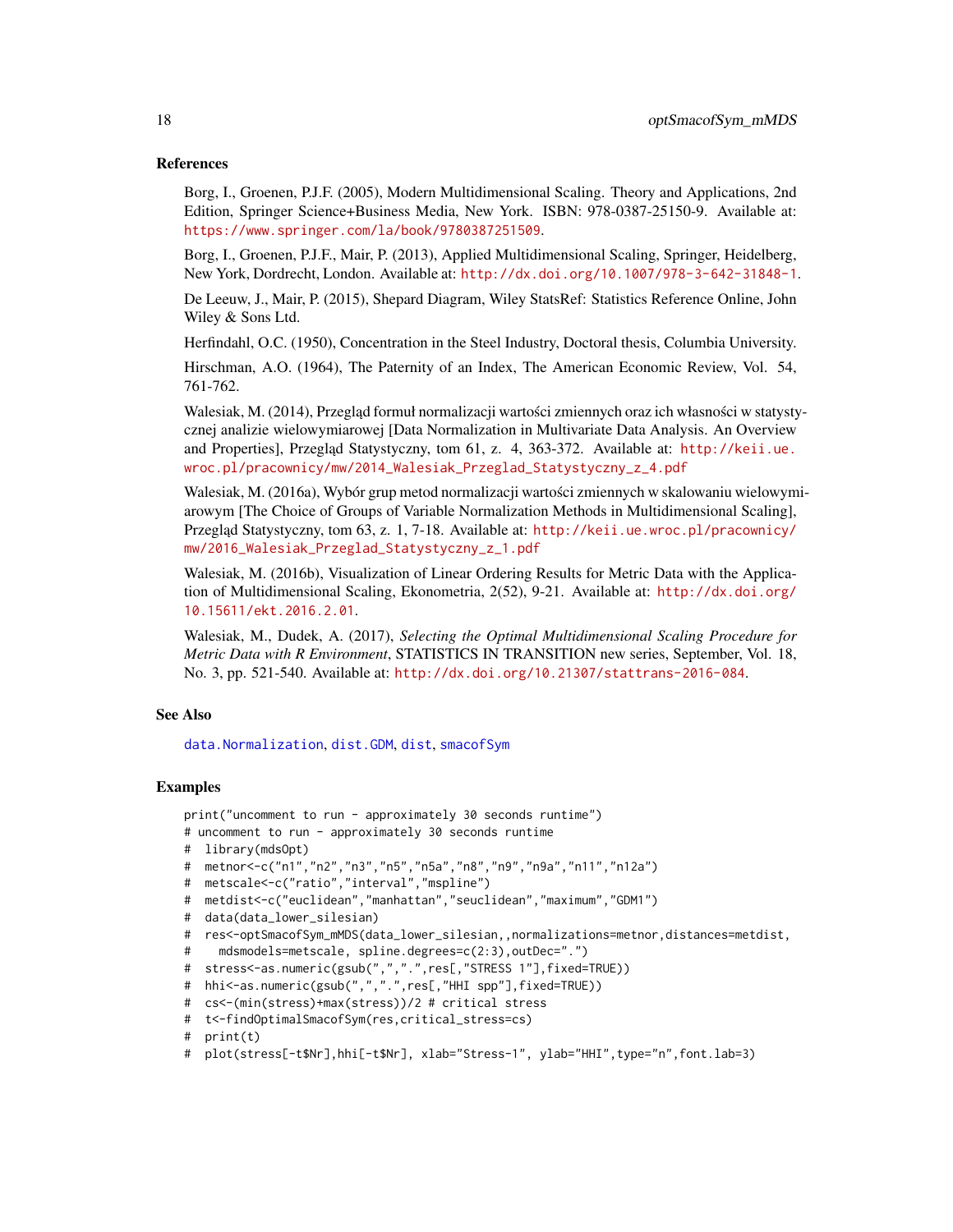## References

Borg, I., Groenen, P.J.F. (2005), Modern Multidimensional Scaling. Theory and Applications, 2nd Edition, Springer Science+Business Media, New York. ISBN: 978-0387-25150-9. Available at: https://www.springer.com/la/book/9780387251509.

Borg, I., Groenen, P.J.F., Mair, P. (2013), Applied Multidimensional Scaling, Springer, Heidelberg, New York, Dordrecht, London. Available at: http://dx.doi.org/10.1007/978-3-642-31848-1.

De Leeuw, J., Mair, P. (2015), Shepard Diagram, Wiley StatsRef: Statistics Reference Online, John Wiley & Sons Ltd.

Herfindahl, O.C. (1950), Concentration in the Steel Industry, Doctoral thesis, Columbia University.

Hirschman, A.O. (1964), The Paternity of an Index, The American Economic Review, Vol. 54, 761-762.

Walesiak, M. (2014), Przegląd formuł normalizacji wartości zmiennych oraz ich własności w statystycznej analizie wielowymiarowej [Data Normalization in Multivariate Data Analysis. An Overview and Properties], Przegląd Statystyczny, tom 61, z. 4, 363-372. Available at: http://keii.ue.wroc.pl/pracownicy/mw/2014_Walesiak_Przeglad_Statystyczny_z_4.pdf

Walesiak, M. (2016a), Wybór grup metod normalizacji wartości zmiennych w skalowaniu wielowymiarowym [The Choice of Groups of Variable Normalization Methods in Multidimensional Scaling], Przegląd Statystyczny, tom 63, z. 1, 7-18. Available at: http://keii.ue.wroc.pl/pracownicy/mw/2016_Walesiak_Przeglad_Statystyczny_z_1.pdf

Walesiak, M. (2016b), Visualization of Linear Ordering Results for Metric Data with the Application of Multidimensional Scaling, Ekonometria, 2(52), 9-21. Available at: http://dx.doi.org/10.15611/ekt.2016.2.01.

Walesiak, M., Dudek, A. (2017), *Selecting the Optimal Multidimensional Scaling Procedure for Metric Data with R Environment*, STATISTICS IN TRANSITION new series, September, Vol. 18, No. 3, pp. 521-540. Available at: http://dx.doi.org/10.21307/stattrans-2016-084.

## See Also

data.Normalization, dist.GDM, dist, smacofSym

## Examples

```
print("uncomment to run - approximately 30 seconds runtime")
# uncomment to run - approximately 30 seconds runtime
#  library(mdsOpt)
#  metnor<-c("n1","n2","n3","n5","n5a","n8","n9","n9a","n11","n12a")
#  metscale<-c("ratio","interval","mspline")
#  metdist<-c("euclidean","manhattan","seuclidean","maximum","GDM1")
#  data(data_lower_silesian)
#  res<-optSmacofSym_mMDS(data_lower_silesian,,normalizations=metnor,distances=metdist,
#    mdsmodels=metscale, spline.degrees=c(2:3),outDec=".")
#  stress<-as.numeric(gsub(",",".",res[,"STRESS 1"],fixed=TRUE))
#  hhi<-as.numeric(gsub(",",".",res[,"HHI spp"],fixed=TRUE))
#  cs<-(min(stress)+max(stress))/2 # critical stress
#  t<-findOptimalSmacofSym(res,critical_stress=cs)
#  print(t)
#  plot(stress[-t$Nr],hhi[-t$Nr], xlab="Stress-1", ylab="HHI",type="n",font.lab=3)
```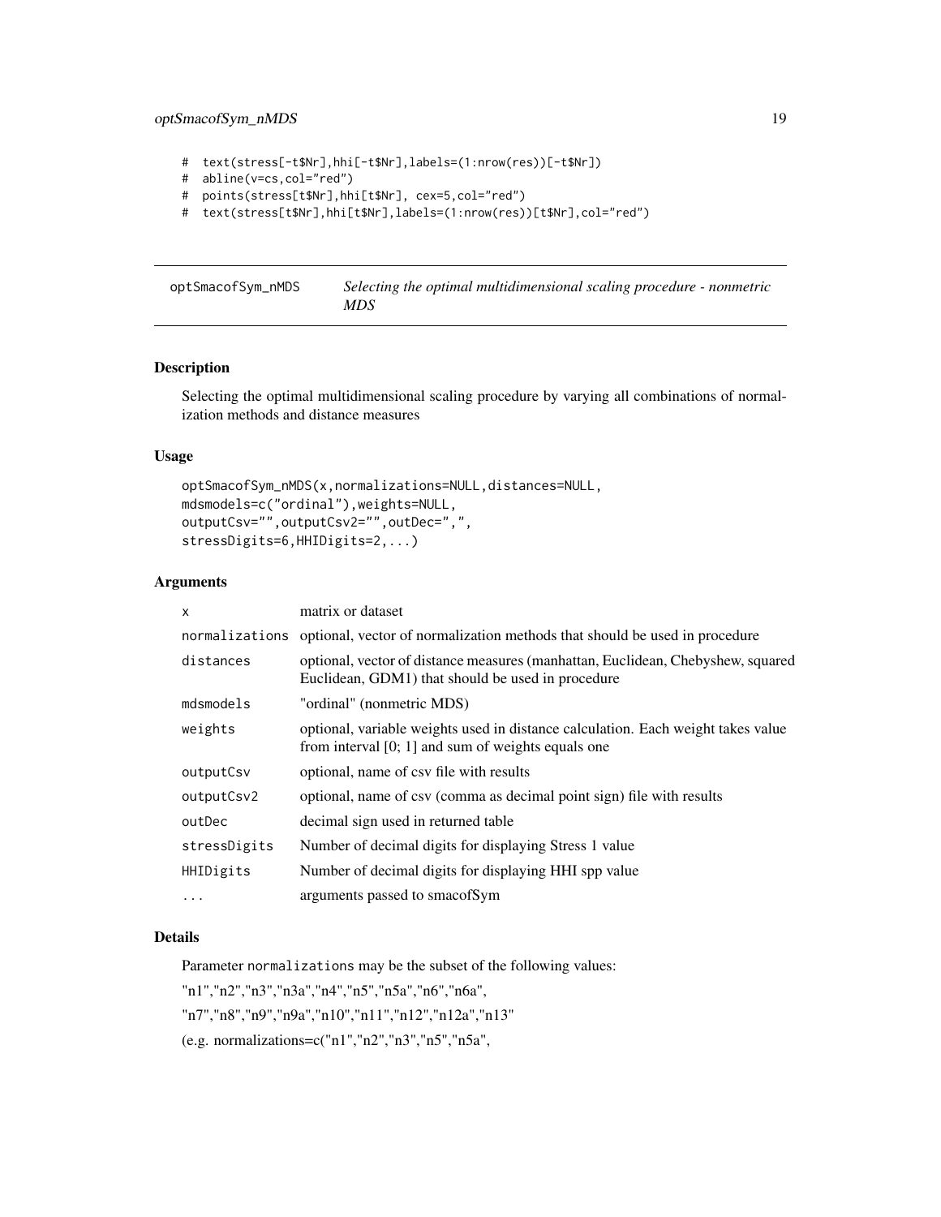```
# text(stress[-t$Nr],hhi[-t$Nr],labels=(1:nrow(res))[-t$Nr])
# abline(v=cs,col="red")
# points(stress[t$Nr],hhi[t$Nr], cex=5,col="red")
# text(stress[t$Nr],hhi[t$Nr],labels=(1:nrow(res))[t$Nr],col="red")
```

## optSmacofSym_nMDS — *Selecting the optimal multidimensional scaling procedure - nonmetric MDS*

### Description

Selecting the optimal multidimensional scaling procedure by varying all combinations of normalization methods and distance measures

### Usage

```
optSmacofSym_nMDS(x,normalizations=NULL,distances=NULL,
mdsmodels=c("ordinal"),weights=NULL,
outputCsv="",outputCsv2="",outDec=",",
stressDigits=6,HHIDigits=2,...)
```

### Arguments

| | |
|---|---|
| x | matrix or dataset |
| normalizations | optional, vector of normalization methods that should be used in procedure |
| distances | optional, vector of distance measures (manhattan, Euclidean, Chebyshew, squared Euclidean, GDM1) that should be used in procedure |
| mdsmodels | "ordinal" (nonmetric MDS) |
| weights | optional, variable weights used in distance calculation. Each weight takes value from interval [0; 1] and sum of weights equals one |
| outputCsv | optional, name of csv file with results |
| outputCsv2 | optional, name of csv (comma as decimal point sign) file with results |
| outDec | decimal sign used in returned table |
| stressDigits | Number of decimal digits for displaying Stress 1 value |
| HHIDigits | Number of decimal digits for displaying HHI spp value |
| ... | arguments passed to smacofSym |

### Details

Parameter normalizations may be the subset of the following values:

"n1","n2","n3","n3a","n4","n5","n5a","n6","n6a",

"n7","n8","n9","n9a","n10","n11","n12","n12a","n13"

(e.g. normalizations=c("n1","n2","n3","n5","n5a",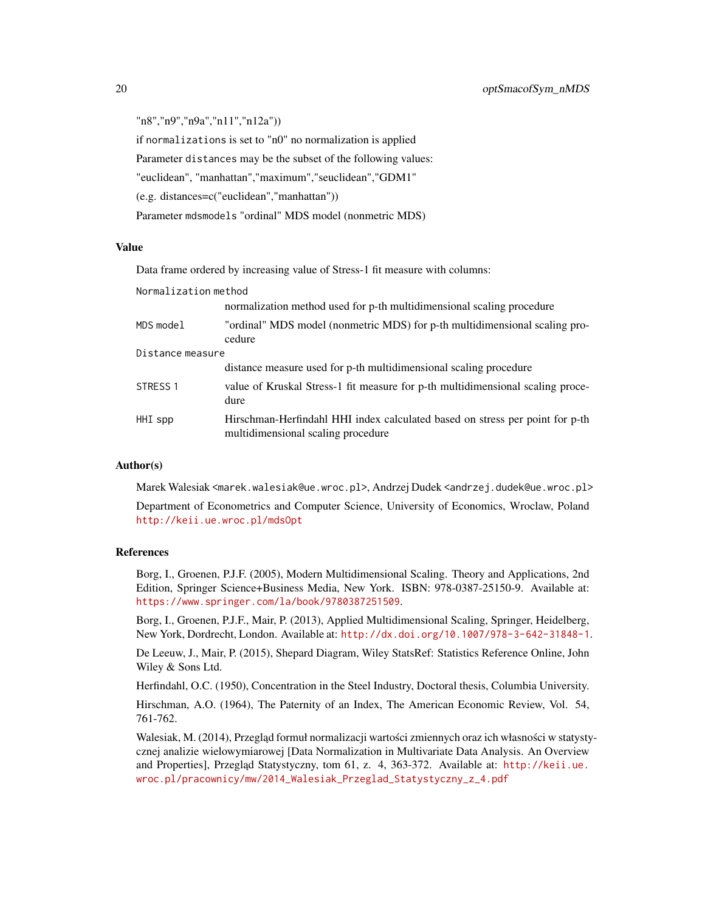"n8","n9","n9a","n11","n12a"))

if `normalizations` is set to "n0" no normalization is applied

Parameter `distances` may be the subset of the following values:

"euclidean", "manhattan","maximum","seuclidean","GDM1"

(e.g. distances=c("euclidean","manhattan"))

Parameter `mdsmodels` "ordinal" MDS model (nonmetric MDS)

## Value

Data frame ordered by increasing value of Stress-1 fit measure with columns:

`Normalization method`
: normalization method used for p-th multidimensional scaling procedure

`MDS model`
: "ordinal" MDS model (nonmetric MDS) for p-th multidimensional scaling procedure

`Distance measure`
: distance measure used for p-th multidimensional scaling procedure

`STRESS 1`
: value of Kruskal Stress-1 fit measure for p-th multidimensional scaling procedure

`HHI spp`
: Hirschman-Herfindahl HHI index calculated based on stress per point for p-th multidimensional scaling procedure

## Author(s)

Marek Walesiak <marek.walesiak@ue.wroc.pl>, Andrzej Dudek <andrzej.dudek@ue.wroc.pl>

Department of Econometrics and Computer Science, University of Economics, Wroclaw, Poland http://keii.ue.wroc.pl/mdsOpt

## References

Borg, I., Groenen, P.J.F. (2005), Modern Multidimensional Scaling. Theory and Applications, 2nd Edition, Springer Science+Business Media, New York. ISBN: 978-0387-25150-9. Available at: https://www.springer.com/la/book/9780387251509.

Borg, I., Groenen, P.J.F., Mair, P. (2013), Applied Multidimensional Scaling, Springer, Heidelberg, New York, Dordrecht, London. Available at: http://dx.doi.org/10.1007/978-3-642-31848-1.

De Leeuw, J., Mair, P. (2015), Shepard Diagram, Wiley StatsRef: Statistics Reference Online, John Wiley & Sons Ltd.

Herfindahl, O.C. (1950), Concentration in the Steel Industry, Doctoral thesis, Columbia University.

Hirschman, A.O. (1964), The Paternity of an Index, The American Economic Review, Vol. 54, 761-762.

Walesiak, M. (2014), Przegląd formuł normalizacji wartości zmiennych oraz ich własności w statystycznej analizie wielowymiarowej [Data Normalization in Multivariate Data Analysis. An Overview and Properties], Przegląd Statystyczny, tom 61, z. 4, 363-372. Available at: http://keii.ue.wroc.pl/pracownicy/mw/2014_Walesiak_Przeglad_Statystyczny_z_4.pdf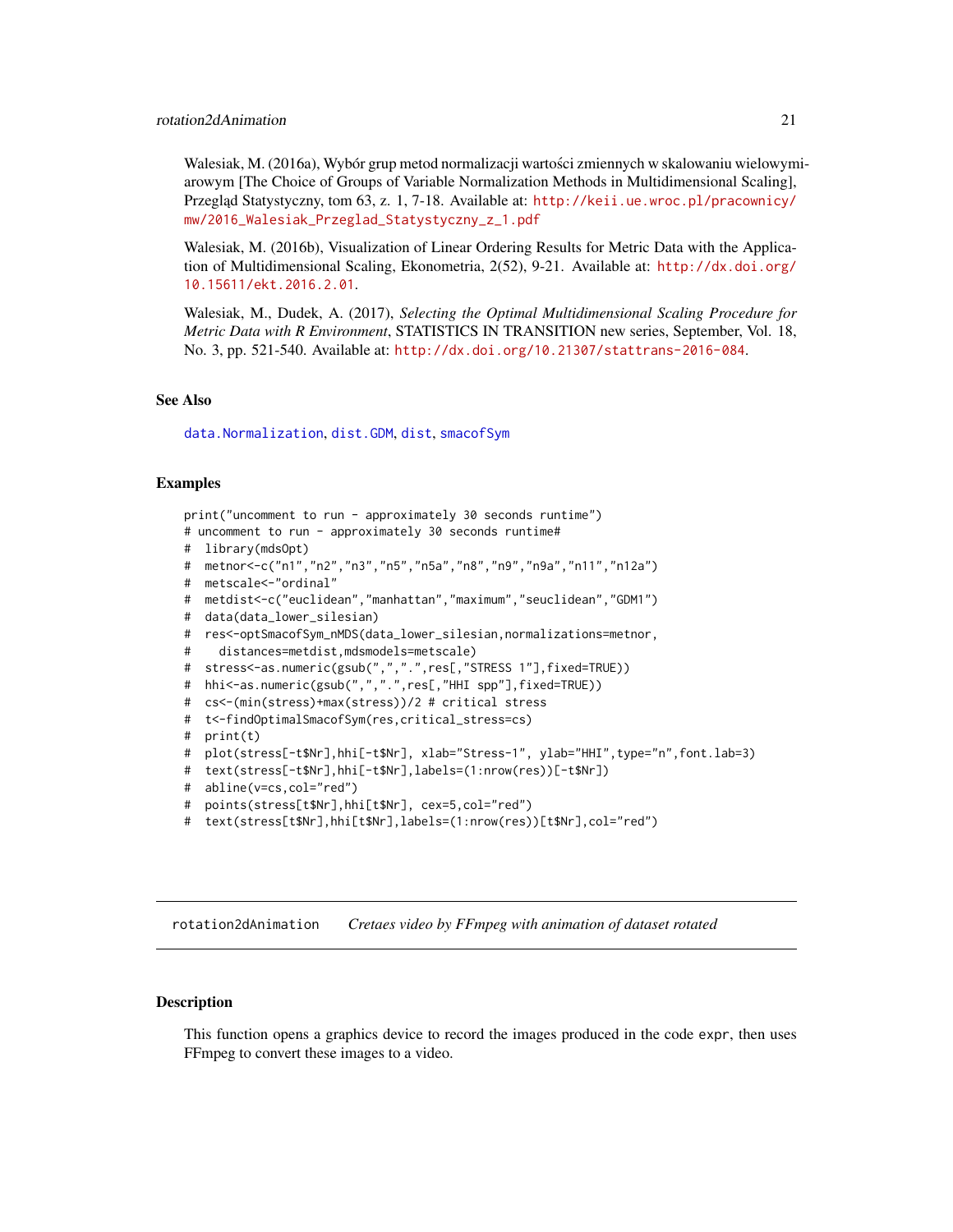Walesiak, M. (2016a), Wybór grup metod normalizacji wartości zmiennych w skalowaniu wielowymiarowym [The Choice of Groups of Variable Normalization Methods in Multidimensional Scaling], Przegląd Statystyczny, tom 63, z. 1, 7-18. Available at: http://keii.ue.wroc.pl/pracownicy/mw/2016_Walesiak_Przeglad_Statystyczny_z_1.pdf

Walesiak, M. (2016b), Visualization of Linear Ordering Results for Metric Data with the Application of Multidimensional Scaling, Ekonometria, 2(52), 9-21. Available at: http://dx.doi.org/10.15611/ekt.2016.2.01.

Walesiak, M., Dudek, A. (2017), *Selecting the Optimal Multidimensional Scaling Procedure for Metric Data with R Environment*, STATISTICS IN TRANSITION new series, September, Vol. 18, No. 3, pp. 521-540. Available at: http://dx.doi.org/10.21307/stattrans-2016-084.

### See Also

data.Normalization, dist.GDM, dist, smacofSym

### Examples

```
print("uncomment to run - approximately 30 seconds runtime")
# uncomment to run - approximately 30 seconds runtime#
#  library(mdsOpt)
#  metnor<-c("n1","n2","n3","n5","n5a","n8","n9","n9a","n11","n12a")
#  metscale<-"ordinal"
#  metdist<-c("euclidean","manhattan","maximum","seuclidean","GDM1")
#  data(data_lower_silesian)
#  res<-optSmacofSym_nMDS(data_lower_silesian,normalizations=metnor,
#    distances=metdist,mdsmodels=metscale)
#  stress<-as.numeric(gsub(",",".",res[,"STRESS 1"],fixed=TRUE))
#  hhi<-as.numeric(gsub(",",".",res[,"HHI spp"],fixed=TRUE))
#  cs<-(min(stress)+max(stress))/2 # critical stress
#  t<-findOptimalSmacofSym(res,critical_stress=cs)
#  print(t)
#  plot(stress[-t$Nr],hhi[-t$Nr], xlab="Stress-1", ylab="HHI",type="n",font.lab=3)
#  text(stress[-t$Nr],hhi[-t$Nr],labels=(1:nrow(res))[-t$Nr])
#  abline(v=cs,col="red")
#  points(stress[t$Nr],hhi[t$Nr], cex=5,col="red")
#  text(stress[t$Nr],hhi[t$Nr],labels=(1:nrow(res))[t$Nr],col="red")
```

---

## rotation2dAnimation *Cretaes video by FFmpeg with animation of dataset rotated*

### Description

This function opens a graphics device to record the images produced in the code `expr`, then uses FFmpeg to convert these images to a video.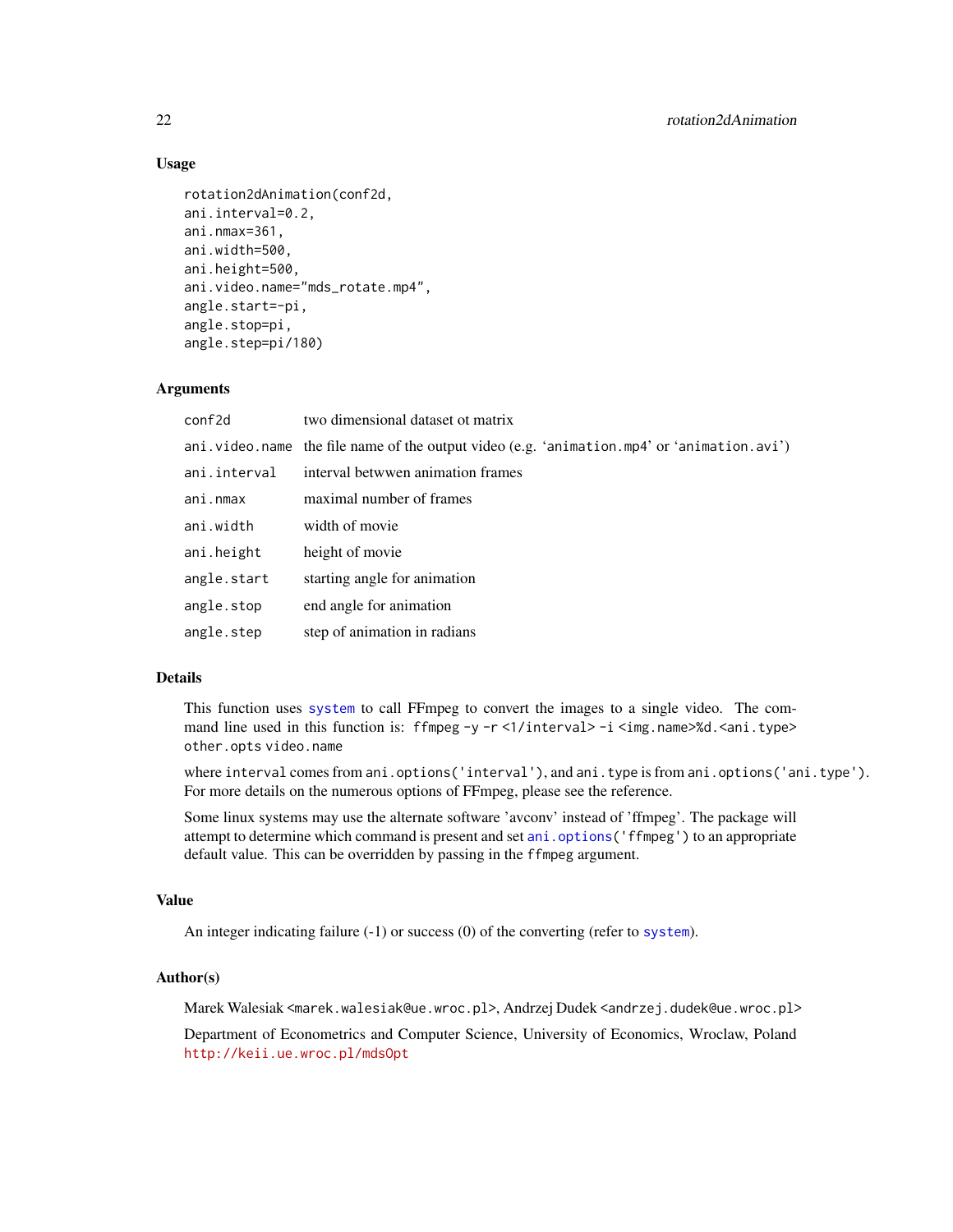### Usage

```
rotation2dAnimation(conf2d,
ani.interval=0.2,
ani.nmax=361,
ani.width=500,
ani.height=500,
ani.video.name="mds_rotate.mp4",
angle.start=-pi,
angle.stop=pi,
angle.step=pi/180)
```

### Arguments

| | |
|---|---|
| conf2d | two dimensional dataset ot matrix |
| ani.video.name | the file name of the output video (e.g. 'animation.mp4' or 'animation.avi') |
| ani.interval | interval betwwen animation frames |
| ani.nmax | maximal number of frames |
| ani.width | width of movie |
| ani.height | height of movie |
| angle.start | starting angle for animation |
| angle.stop | end angle for animation |
| angle.step | step of animation in radians |

### Details

This function uses `system` to call FFmpeg to convert the images to a single video. The command line used in this function is: `ffmpeg -y -r <1/interval> -i <img.name>%d.<ani.type> other.opts video.name`

where `interval` comes from `ani.options('interval')`, and `ani.type` is from `ani.options('ani.type')`. For more details on the numerous options of FFmpeg, please see the reference.

Some linux systems may use the alternate software 'avconv' instead of 'ffmpeg'. The package will attempt to determine which command is present and set `ani.options('ffmpeg')` to an appropriate default value. This can be overridden by passing in the `ffmpeg` argument.

### Value

An integer indicating failure (-1) or success (0) of the converting (refer to `system`).

### Author(s)

Marek Walesiak <marek.walesiak@ue.wroc.pl>, Andrzej Dudek <andrzej.dudek@ue.wroc.pl>

Department of Econometrics and Computer Science, University of Economics, Wroclaw, Poland http://keii.ue.wroc.pl/mdsOpt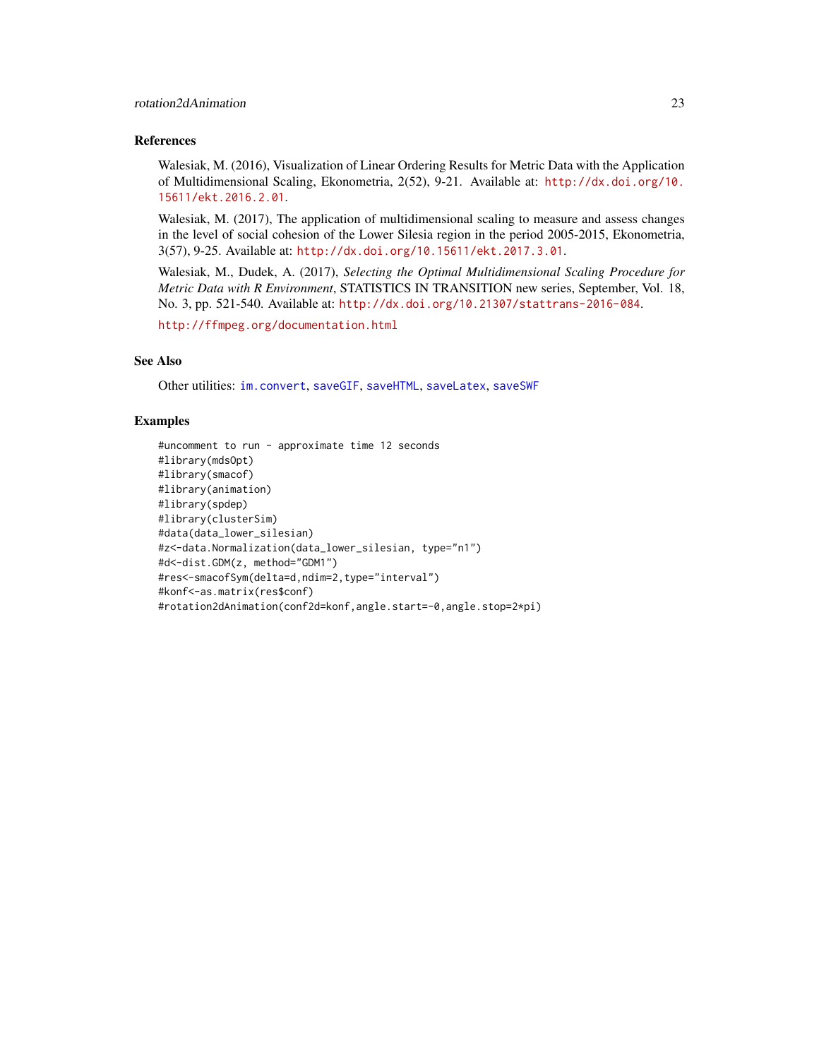## References

Walesiak, M. (2016), Visualization of Linear Ordering Results for Metric Data with the Application of Multidimensional Scaling, Ekonometria, 2(52), 9-21. Available at: http://dx.doi.org/10.15611/ekt.2016.2.01.

Walesiak, M. (2017), The application of multidimensional scaling to measure and assess changes in the level of social cohesion of the Lower Silesia region in the period 2005-2015, Ekonometria, 3(57), 9-25. Available at: http://dx.doi.org/10.15611/ekt.2017.3.01.

Walesiak, M., Dudek, A. (2017), *Selecting the Optimal Multidimensional Scaling Procedure for Metric Data with R Environment*, STATISTICS IN TRANSITION new series, September, Vol. 18, No. 3, pp. 521-540. Available at: http://dx.doi.org/10.21307/stattrans-2016-084.

http://ffmpeg.org/documentation.html

## See Also

Other utilities: im.convert, saveGIF, saveHTML, saveLatex, saveSWF

## Examples

```
#uncomment to run - approximate time 12 seconds
#library(mdsOpt)
#library(smacof)
#library(animation)
#library(spdep)
#library(clusterSim)
#data(data_lower_silesian)
#z<-data.Normalization(data_lower_silesian, type="n1")
#d<-dist.GDM(z, method="GDM1")
#res<-smacofSym(delta=d,ndim=2,type="interval")
#konf<-as.matrix(res$conf)
#rotation2dAnimation(conf2d=konf,angle.start=-0,angle.stop=2*pi)
```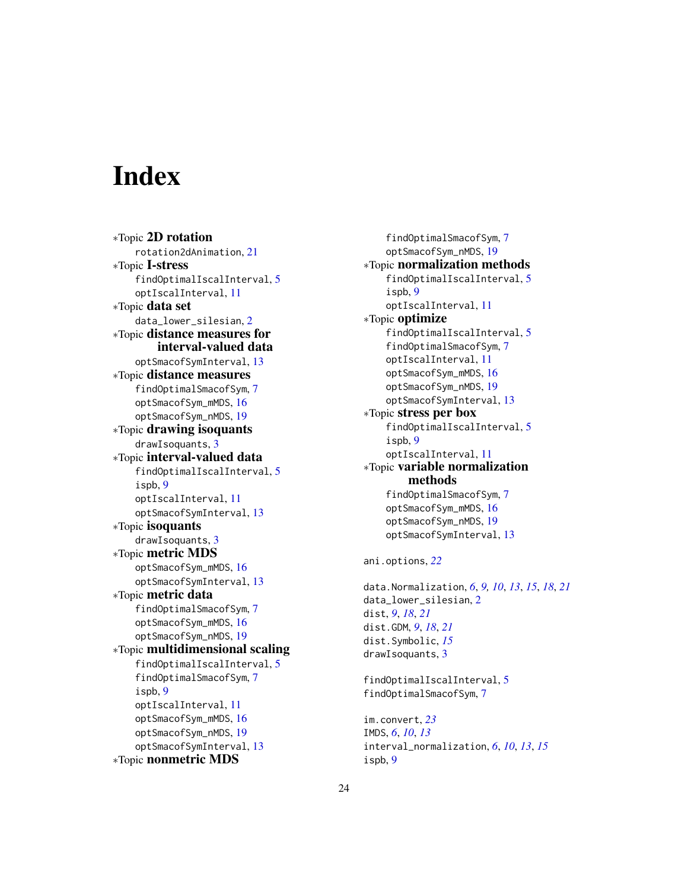# Index

*Topic **2D rotation**
    rotation2dAnimation, 21
*Topic **I-stress**
    findOptimalIscalInterval, 5
    optIscalInterval, 11
*Topic **data set**
    data_lower_silesian, 2
*Topic **distance measures for interval-valued data**
    optSmacofSymInterval, 13
*Topic **distance measures**
    findOptimalSmacofSym, 7
    optSmacofSym_mMDS, 16
    optSmacofSym_nMDS, 19
*Topic **drawing isoquants**
    drawIsoquants, 3
*Topic **interval-valued data**
    findOptimalIscalInterval, 5
    ispb, 9
    optIscalInterval, 11
    optSmacofSymInterval, 13
*Topic **isoquants**
    drawIsoquants, 3
*Topic **metric MDS**
    optSmacofSym_mMDS, 16
    optSmacofSymInterval, 13
*Topic **metric data**
    findOptimalSmacofSym, 7
    optSmacofSym_mMDS, 16
    optSmacofSym_nMDS, 19
*Topic **multidimensional scaling**
    findOptimalIscalInterval, 5
    findOptimalSmacofSym, 7
    ispb, 9
    optIscalInterval, 11
    optSmacofSym_mMDS, 16
    optSmacofSym_nMDS, 19
    optSmacofSymInterval, 13
*Topic **nonmetric MDS**
    findOptimalSmacofSym, 7
    optSmacofSym_nMDS, 19
*Topic **normalization methods**
    findOptimalIscalInterval, 5
    ispb, 9
    optIscalInterval, 11
*Topic **optimize**
    findOptimalIscalInterval, 5
    findOptimalSmacofSym, 7
    optIscalInterval, 11
    optSmacofSym_mMDS, 16
    optSmacofSym_nMDS, 19
    optSmacofSymInterval, 13
*Topic **stress per box**
    findOptimalIscalInterval, 5
    ispb, 9
    optIscalInterval, 11
*Topic **variable normalization methods**
    findOptimalSmacofSym, 7
    optSmacofSym_mMDS, 16
    optSmacofSym_nMDS, 19
    optSmacofSymInterval, 13

ani.options, *22*

data.Normalization, *6*, *9*, *10*, *13*, *15*, *18*, *21*
data_lower_silesian, 2
dist, *9*, *18*, *21*
dist.GDM, *9*, *18*, *21*
dist.Symbolic, *15*
drawIsoquants, 3

findOptimalIscalInterval, 5
findOptimalSmacofSym, 7

im.convert, *23*
IMDS, *6*, *10*, *13*
interval_normalization, *6*, *10*, *13*, *15*
ispb, 9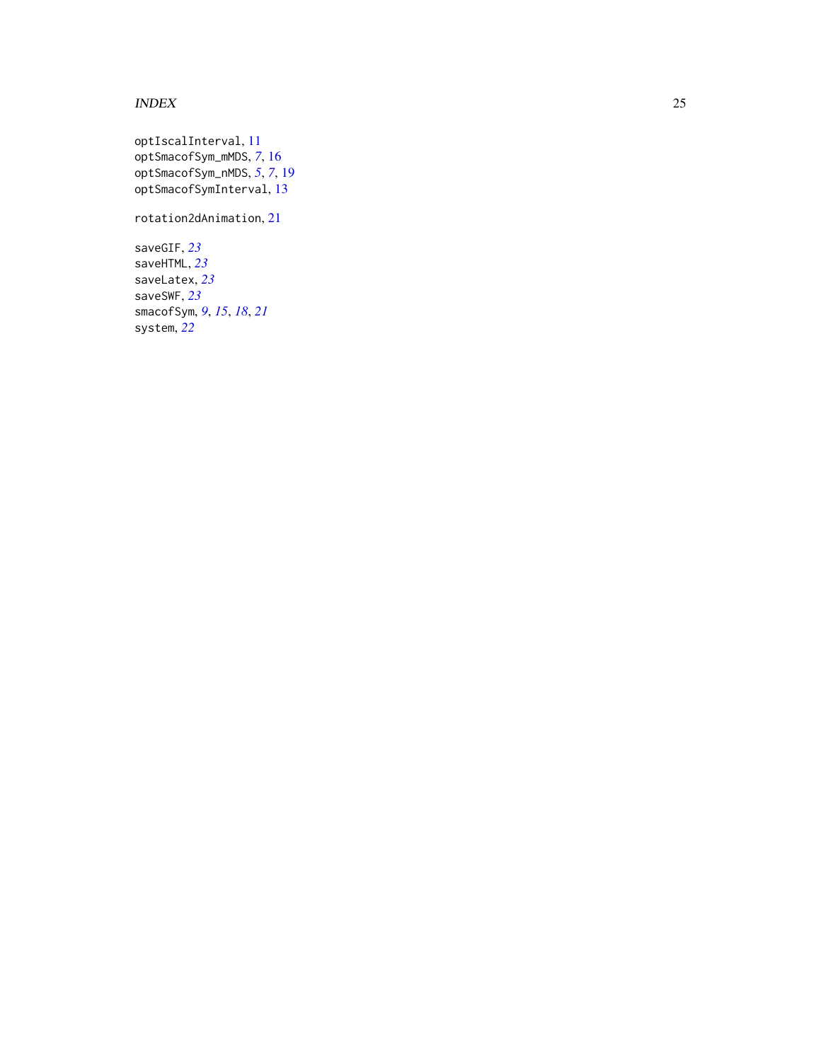optIscalInterval, 11
optSmacofSym_mMDS, *7*, 16
optSmacofSym_nMDS, *5*, *7*, 19
optSmacofSymInterval, 13

rotation2dAnimation, 21

saveGIF, *23*
saveHTML, *23*
saveLatex, *23*
saveSWF, *23*
smacofSym, *9*, *15*, *18*, *21*
system, *22*